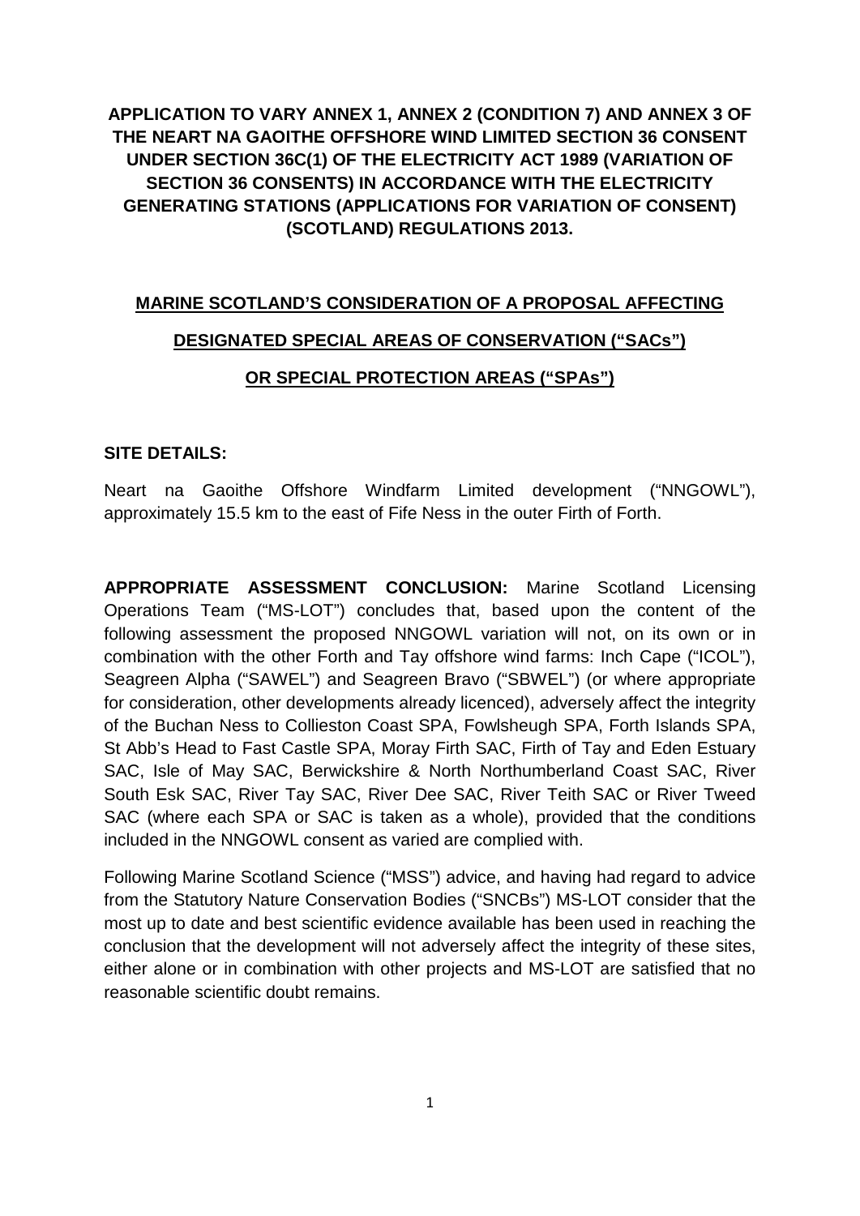**APPLICATION TO VARY ANNEX 1, ANNEX 2 (CONDITION 7) AND ANNEX 3 OF THE NEART NA GAOITHE OFFSHORE WIND LIMITED SECTION 36 CONSENT UNDER SECTION 36C(1) OF THE ELECTRICITY ACT 1989 (VARIATION OF SECTION 36 CONSENTS) IN ACCORDANCE WITH THE ELECTRICITY GENERATING STATIONS (APPLICATIONS FOR VARIATION OF CONSENT) (SCOTLAND) REGULATIONS 2013.**

**MARINE SCOTLAND'S CONSIDERATION OF A PROPOSAL AFFECTING**

**DESIGNATED SPECIAL AREAS OF CONSERVATION ("SACs")**

**OR SPECIAL PROTECTION AREAS ("SPAs")**

**SITE DETAILS:**

Neart na Gaoithe Offshore Windfarm Limited development ("NNGOWL"), approximately 15.5 km to the east of Fife Ness in the outer Firth of Forth.

**APPROPRIATE ASSESSMENT CONCLUSION:** Marine Scotland Licensing Operations Team ("MS-LOT") concludes that, based upon the content of the following assessment the proposed NNGOWL variation will not, on its own or in combination with the other Forth and Tay offshore wind farms: Inch Cape ("ICOL"), Seagreen Alpha ("SAWEL") and Seagreen Bravo ("SBWEL") (or where appropriate for consideration, other developments already licenced), adversely affect the integrity of the Buchan Ness to Collieston Coast SPA, Fowlsheugh SPA, Forth Islands SPA, St Abb's Head to Fast Castle SPA, Moray Firth SAC, Firth of Tay and Eden Estuary SAC, Isle of May SAC, Berwickshire & North Northumberland Coast SAC, River South Esk SAC, River Tay SAC, River Dee SAC, River Teith SAC or River Tweed SAC (where each SPA or SAC is taken as a whole), provided that the conditions included in the NNGOWL consent as varied are complied with.

Following Marine Scotland Science ("MSS") advice, and having had regard to advice from the Statutory Nature Conservation Bodies ("SNCBs") MS-LOT consider that the most up to date and best scientific evidence available has been used in reaching the conclusion that the development will not adversely affect the integrity of these sites, either alone or in combination with other projects and MS-LOT are satisfied that no reasonable scientific doubt remains.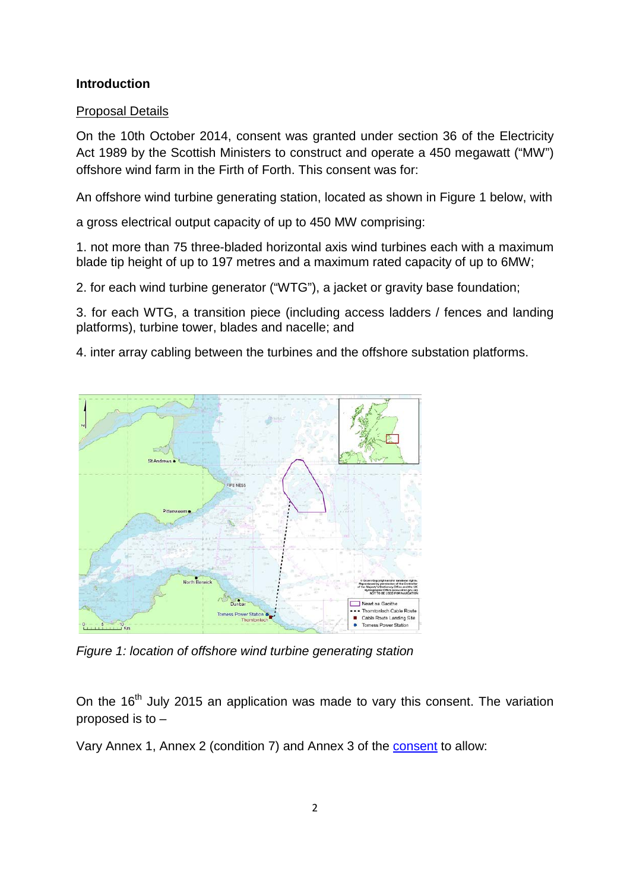**Introduction**

Proposal Details

On the 10th October 2014, consent was granted under section 36 of the Electricity Act 1989 by the Scottish Ministers to construct and operate a 450 megawatt ("MW") offshore wind farm in the Firth of Forth. This consent was for:

An offshore wind turbine generating station, located as shown in Figure 1 below, with

a gross electrical output capacity of up to 450 MW comprising:

1. not more than 75 three-bladed horizontal axis wind turbines each with a maximum blade tip height of up to 197 metres and a maximum rated capacity of up to 6MW;

2. for each wind turbine generator ("WTG"), a jacket or gravity base foundation;

3. for each WTG, a transition piece (including access ladders / fences and landing platforms), turbine tower, blades and nacelle; and

4. inter array cabling between the turbines and the offshore substation platforms.

*Figure 1: location of offshore wind turbine generating station*

On the 16th July 2015 an application was made to vary this consent. The variation proposed is to –

Vary Annex 1, Annex 2 (condition 7) and Annex 3 of the consent to allow: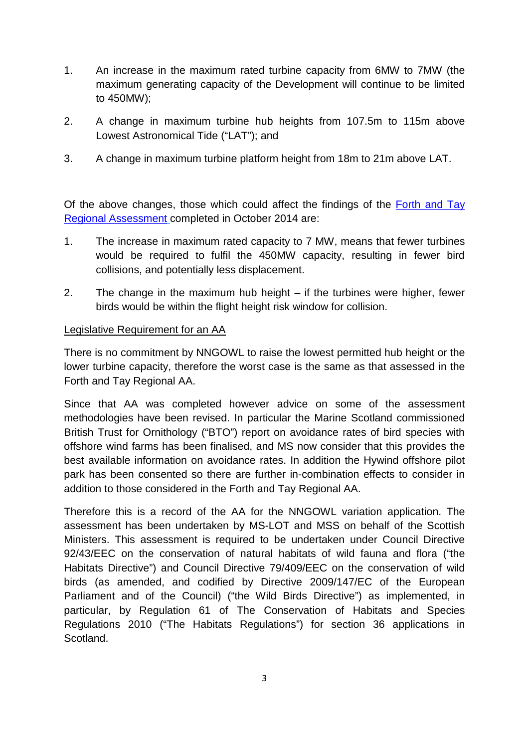1. An increase in the maximum rated turbine capacity from 6MW to 7MW (the maximum generating capacity of the Development will continue to be limited to 450MW);

2. A change in maximum turbine hub heights from 107.5m to 115m above Lowest Astronomical Tide ("LAT"); and

3. A change in maximum turbine platform height from 18m to 21m above LAT.

Of the above changes, those which could affect the findings of the Forth and Tay Regional Assessment completed in October 2014 are:

1. The increase in maximum rated capacity to 7 MW, means that fewer turbines would be required to fulfil the 450MW capacity, resulting in fewer bird collisions, and potentially less displacement.

2. The change in the maximum hub height – if the turbines were higher, fewer birds would be within the flight height risk window for collision.

Legislative Requirement for an AA

There is no commitment by NNGOWL to raise the lowest permitted hub height or the lower turbine capacity, therefore the worst case is the same as that assessed in the Forth and Tay Regional AA.

Since that AA was completed however advice on some of the assessment methodologies have been revised. In particular the Marine Scotland commissioned British Trust for Ornithology ("BTO") report on avoidance rates of bird species with offshore wind farms has been finalised, and MS now consider that this provides the best available information on avoidance rates. In addition the Hywind offshore pilot park has been consented so there are further in-combination effects to consider in addition to those considered in the Forth and Tay Regional AA.

Therefore this is a record of the AA for the NNGOWL variation application. The assessment has been undertaken by MS-LOT and MSS on behalf of the Scottish Ministers. This assessment is required to be undertaken under Council Directive 92/43/EEC on the conservation of natural habitats of wild fauna and flora ("the Habitats Directive") and Council Directive 79/409/EEC on the conservation of wild birds (as amended, and codified by Directive 2009/147/EC of the European Parliament and of the Council) ("the Wild Birds Directive") as implemented, in particular, by Regulation 61 of The Conservation of Habitats and Species Regulations 2010 ("The Habitats Regulations") for section 36 applications in Scotland.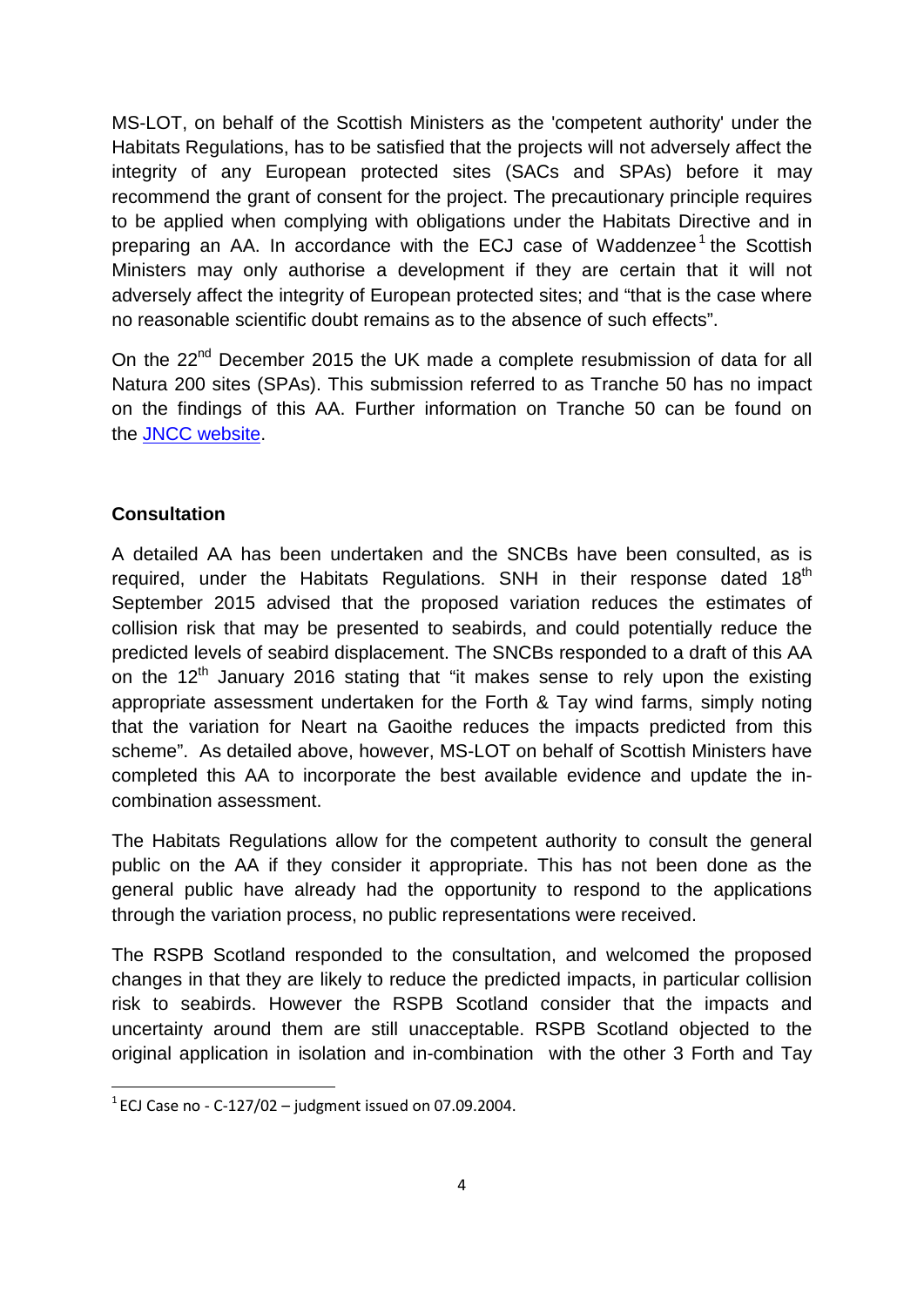MS-LOT, on behalf of the Scottish Ministers as the 'competent authority' under the Habitats Regulations, has to be satisfied that the projects will not adversely affect the integrity of any European protected sites (SACs and SPAs) before it may recommend the grant of consent for the project. The precautionary principle requires to be applied when complying with obligations under the Habitats Directive and in preparing an AA. In accordance with the ECJ case of Waddenzee[1] the Scottish Ministers may only authorise a development if they are certain that it will not adversely affect the integrity of European protected sites; and "that is the case where no reasonable scientific doubt remains as to the absence of such effects".

On the 22nd December 2015 the UK made a complete resubmission of data for all Natura 200 sites (SPAs). This submission referred to as Tranche 50 has no impact on the findings of this AA. Further information on Tranche 50 can be found on the JNCC website.

## Consultation

A detailed AA has been undertaken and the SNCBs have been consulted, as is required, under the Habitats Regulations. SNH in their response dated 18th September 2015 advised that the proposed variation reduces the estimates of collision risk that may be presented to seabirds, and could potentially reduce the predicted levels of seabird displacement. The SNCBs responded to a draft of this AA on the 12th January 2016 stating that "it makes sense to rely upon the existing appropriate assessment undertaken for the Forth & Tay wind farms, simply noting that the variation for Neart na Gaoithe reduces the impacts predicted from this scheme". As detailed above, however, MS-LOT on behalf of Scottish Ministers have completed this AA to incorporate the best available evidence and update the in-combination assessment.

The Habitats Regulations allow for the competent authority to consult the general public on the AA if they consider it appropriate. This has not been done as the general public have already had the opportunity to respond to the applications through the variation process, no public representations were received.

The RSPB Scotland responded to the consultation, and welcomed the proposed changes in that they are likely to reduce the predicted impacts, in particular collision risk to seabirds. However the RSPB Scotland consider that the impacts and uncertainty around them are still unacceptable. RSPB Scotland objected to the original application in isolation and in-combination with the other 3 Forth and Tay

[1] ECJ Case no - C-127/02 – judgment issued on 07.09.2004.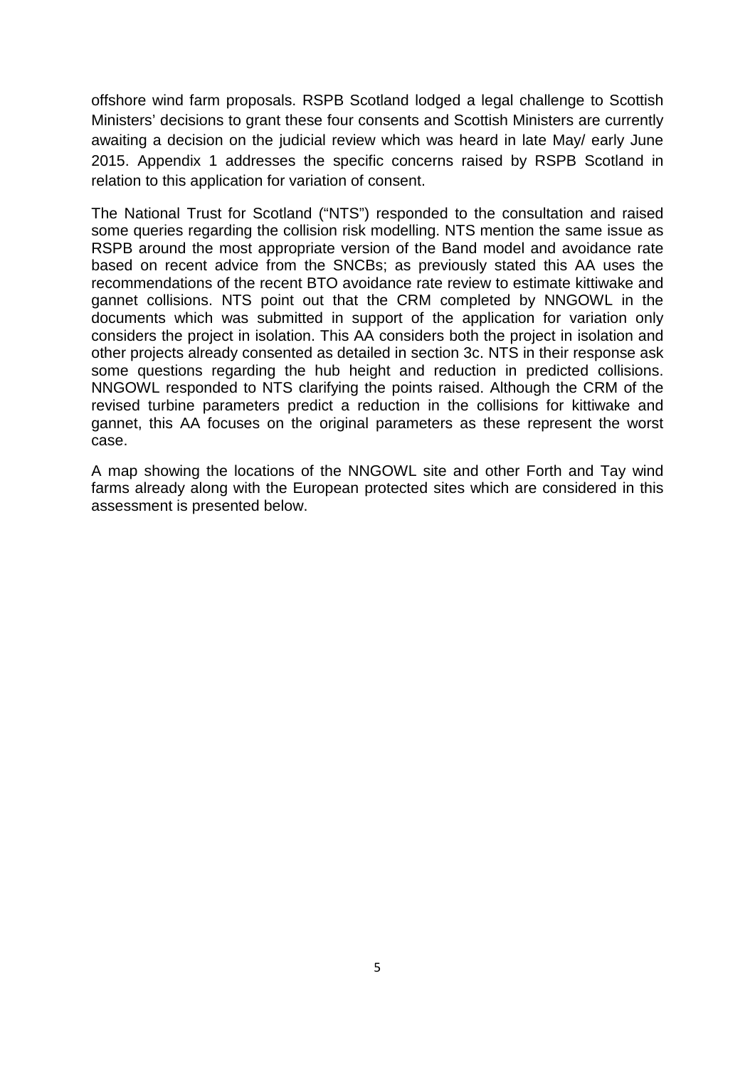offshore wind farm proposals. RSPB Scotland lodged a legal challenge to Scottish Ministers' decisions to grant these four consents and Scottish Ministers are currently awaiting a decision on the judicial review which was heard in late May/ early June 2015. Appendix 1 addresses the specific concerns raised by RSPB Scotland in relation to this application for variation of consent.

The National Trust for Scotland ("NTS") responded to the consultation and raised some queries regarding the collision risk modelling. NTS mention the same issue as RSPB around the most appropriate version of the Band model and avoidance rate based on recent advice from the SNCBs; as previously stated this AA uses the recommendations of the recent BTO avoidance rate review to estimate kittiwake and gannet collisions. NTS point out that the CRM completed by NNGOWL in the documents which was submitted in support of the application for variation only considers the project in isolation. This AA considers both the project in isolation and other projects already consented as detailed in section 3c. NTS in their response ask some questions regarding the hub height and reduction in predicted collisions. NNGOWL responded to NTS clarifying the points raised. Although the CRM of the revised turbine parameters predict a reduction in the collisions for kittiwake and gannet, this AA focuses on the original parameters as these represent the worst case.

A map showing the locations of the NNGOWL site and other Forth and Tay wind farms already along with the European protected sites which are considered in this assessment is presented below.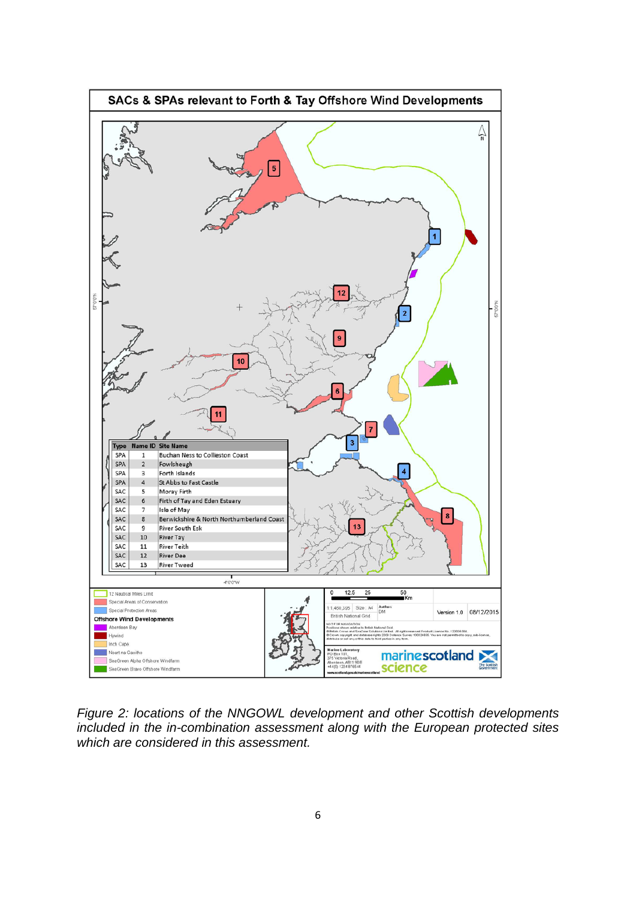## SACs & SPAs relevant to Forth & Tay Offshore Wind Developments

| Type | Name ID | Site Name |
|---|---|---|
| SPA | 1 | Buchan Ness to Collieston Coast |
| SPA | 2 | Fowlsheugh |
| SPA | 3 | Forth Islands |
| SPA | 4 | St Abbs to Fast Castle |
| SAC | 5 | Moray Firth |
| SAC | 6 | Firth of Tay and Eden Estuary |
| SAC | 7 | Isle of May |
| SAC | 8 | Berwickshire & North Northumberland Coast |
| SAC | 9 | River South Esk |
| SAC | 10 | River Tay |
| SAC | 11 | River Teith |
| SAC | 12 | River Dee |
| SAC | 13 | River Tweed |

12 Nautical Miles Limit
Special Areas of Conservation
Special Protection Areas

**Offshore Wind Developments**
Aberdeen Bay
Hywind
Inch Cape
Neart na Gaoithe
SeaGreen Alpha Offshore Windfarm
SeaGreen Bravo Offshore Windfarm

0 12.5 25 50 Km

1:1,450,395 Size: A4 Author: DM
British National Grid
Version 1.0 08/12/2015

Marine Laboratory
PO Box 101,
375 Victoria Road,
Aberdeen, AB11 9DB
+44 (0) 1224 876544
www.scotland.gov.uk/marinescotland

marinescotland science

*Figure 2: locations of the NNGOWL development and other Scottish developments included in the in-combination assessment along with the European protected sites which are considered in this assessment.*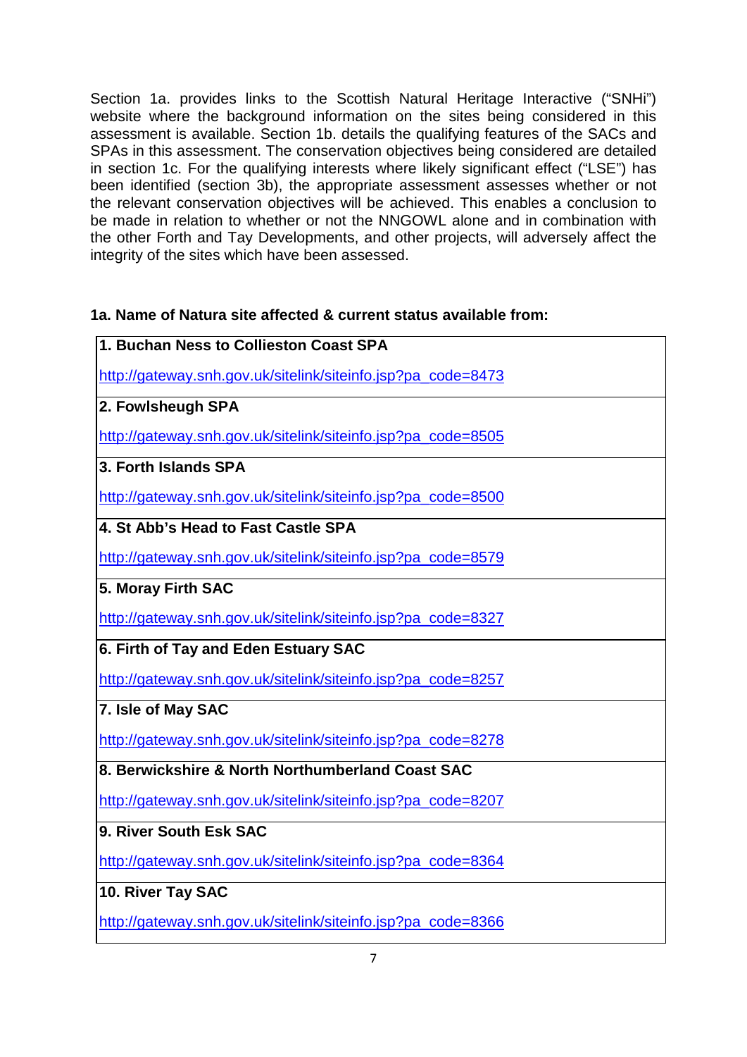Section 1a. provides links to the Scottish Natural Heritage Interactive ("SNHi") website where the background information on the sites being considered in this assessment is available. Section 1b. details the qualifying features of the SACs and SPAs in this assessment. The conservation objectives being considered are detailed in section 1c. For the qualifying interests where likely significant effect ("LSE") has been identified (section 3b), the appropriate assessment assesses whether or not the relevant conservation objectives will be achieved. This enables a conclusion to be made in relation to whether or not the NNGOWL alone and in combination with the other Forth and Tay Developments, and other projects, will adversely affect the integrity of the sites which have been assessed.

### 1a. Name of Natura site affected & current status available from:

| |
|---|
| **1. Buchan Ness to Collieston Coast SPA**<br>http://gateway.snh.gov.uk/sitelink/siteinfo.jsp?pa_code=8473 |
| **2. Fowlsheugh SPA**<br>http://gateway.snh.gov.uk/sitelink/siteinfo.jsp?pa_code=8505 |
| **3. Forth Islands SPA**<br>http://gateway.snh.gov.uk/sitelink/siteinfo.jsp?pa_code=8500 |
| **4. St Abb's Head to Fast Castle SPA**<br>http://gateway.snh.gov.uk/sitelink/siteinfo.jsp?pa_code=8579 |
| **5. Moray Firth SAC**<br>http://gateway.snh.gov.uk/sitelink/siteinfo.jsp?pa_code=8327 |
| **6. Firth of Tay and Eden Estuary SAC**<br>http://gateway.snh.gov.uk/sitelink/siteinfo.jsp?pa_code=8257 |
| **7. Isle of May SAC**<br>http://gateway.snh.gov.uk/sitelink/siteinfo.jsp?pa_code=8278 |
| **8. Berwickshire & North Northumberland Coast SAC**<br>http://gateway.snh.gov.uk/sitelink/siteinfo.jsp?pa_code=8207 |
| **9. River South Esk SAC**<br>http://gateway.snh.gov.uk/sitelink/siteinfo.jsp?pa_code=8364 |
| **10. River Tay SAC**<br>http://gateway.snh.gov.uk/sitelink/siteinfo.jsp?pa_code=8366 |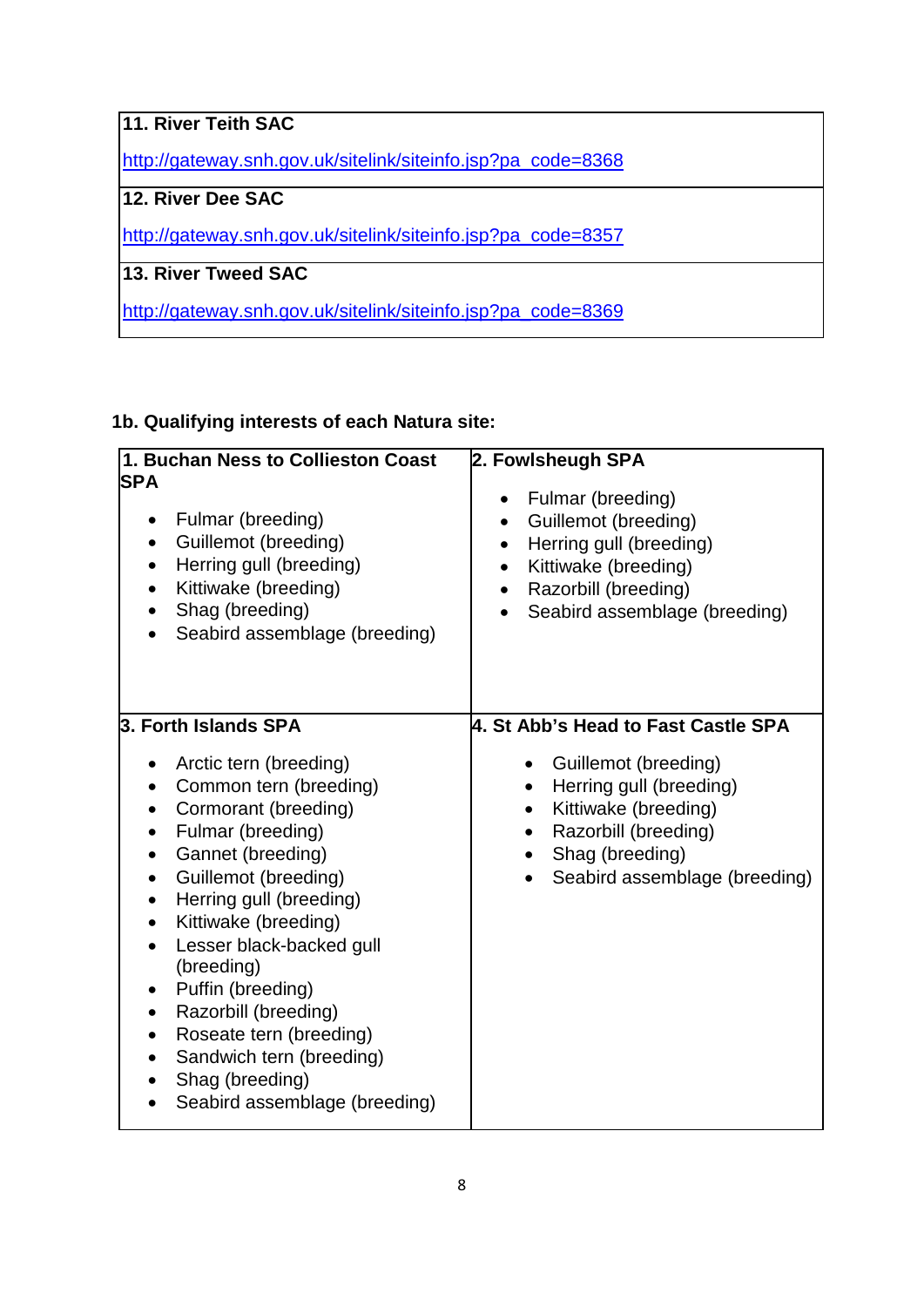| **11. River Teith SAC** |
|---|
| http://gateway.snh.gov.uk/sitelink/siteinfo.jsp?pa_code=8368 |
| **12. River Dee SAC** |
| http://gateway.snh.gov.uk/sitelink/siteinfo.jsp?pa_code=8357 |
| **13. River Tweed SAC** |
| http://gateway.snh.gov.uk/sitelink/siteinfo.jsp?pa_code=8369 |

**1b. Qualifying interests of each Natura site:**

**1. Buchan Ness to Collieston Coast SPA**

- Fulmar (breeding)
- Guillemot (breeding)
- Herring gull (breeding)
- Kittiwake (breeding)
- Shag (breeding)
- Seabird assemblage (breeding)

**2. Fowlsheugh SPA**

- Fulmar (breeding)
- Guillemot (breeding)
- Herring gull (breeding)
- Kittiwake (breeding)
- Razorbill (breeding)
- Seabird assemblage (breeding)

**3. Forth Islands SPA**

- Arctic tern (breeding)
- Common tern (breeding)
- Cormorant (breeding)
- Fulmar (breeding)
- Gannet (breeding)
- Guillemot (breeding)
- Herring gull (breeding)
- Kittiwake (breeding)
- Lesser black-backed gull (breeding)
- Puffin (breeding)
- Razorbill (breeding)
- Roseate tern (breeding)
- Sandwich tern (breeding)
- Shag (breeding)
- Seabird assemblage (breeding)

**4. St Abb's Head to Fast Castle SPA**

- Guillemot (breeding)
- Herring gull (breeding)
- Kittiwake (breeding)
- Razorbill (breeding)
- Shag (breeding)
- Seabird assemblage (breeding)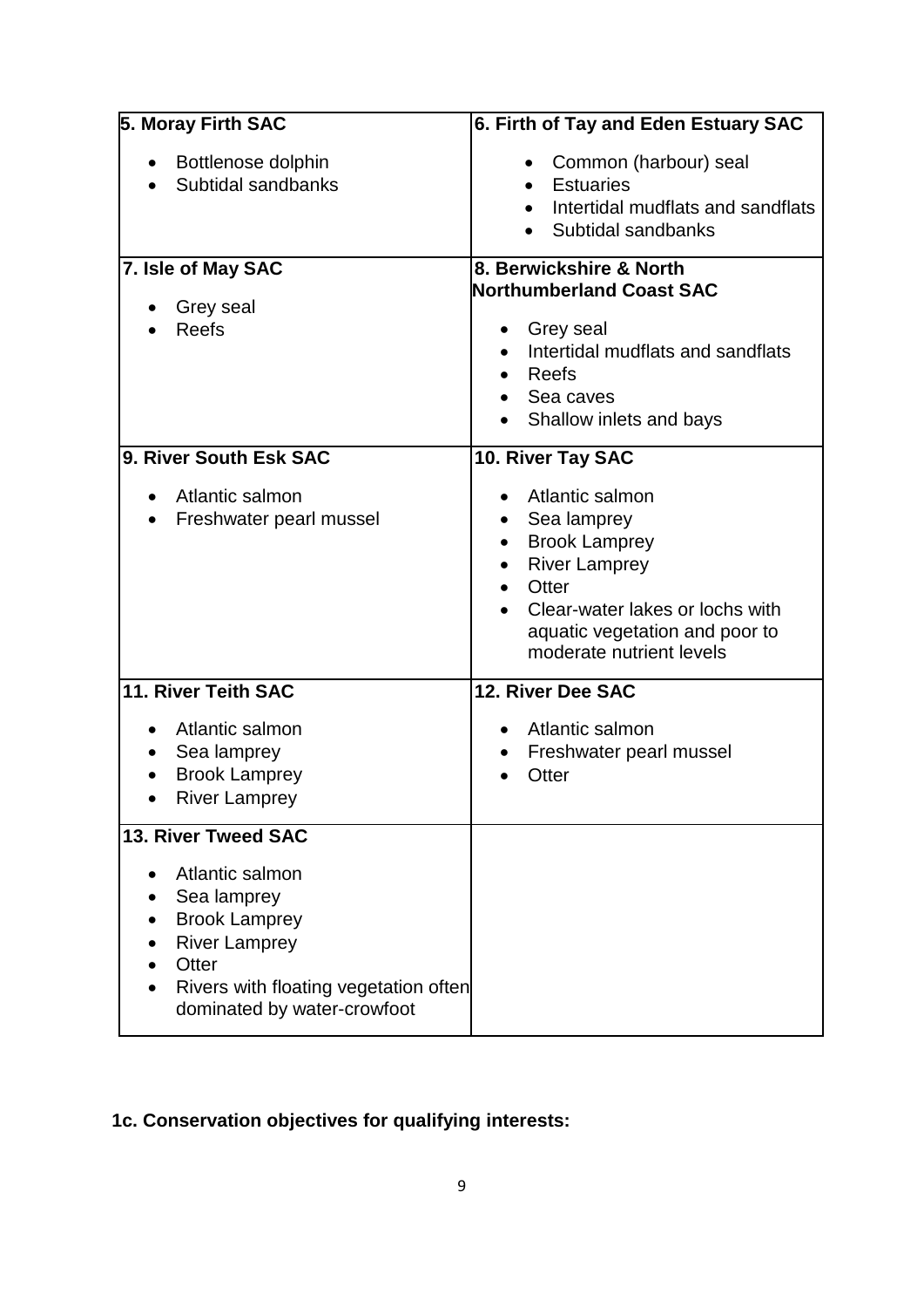| 5. Moray Firth SAC | 6. Firth of Tay and Eden Estuary SAC |
|---|---|
| • Bottlenose dolphin<br>• Subtidal sandbanks | • Common (harbour) seal<br>• Estuaries<br>• Intertidal mudflats and sandflats<br>• Subtidal sandbanks |
| **7. Isle of May SAC** | **8. Berwickshire & North Northumberland Coast SAC** |
| • Grey seal<br>• Reefs | • Grey seal<br>• Intertidal mudflats and sandflats<br>• Reefs<br>• Sea caves<br>• Shallow inlets and bays |
| **9. River South Esk SAC** | **10. River Tay SAC** |
| • Atlantic salmon<br>• Freshwater pearl mussel | • Atlantic salmon<br>• Sea lamprey<br>• Brook Lamprey<br>• River Lamprey<br>• Otter<br>• Clear-water lakes or lochs with aquatic vegetation and poor to moderate nutrient levels |
| **11. River Teith SAC** | **12. River Dee SAC** |
| • Atlantic salmon<br>• Sea lamprey<br>• Brook Lamprey<br>• River Lamprey | • Atlantic salmon<br>• Freshwater pearl mussel<br>• Otter |
| **13. River Tweed SAC** | |
| • Atlantic salmon<br>• Sea lamprey<br>• Brook Lamprey<br>• River Lamprey<br>• Otter<br>• Rivers with floating vegetation often dominated by water-crowfoot | |

**1c. Conservation objectives for qualifying interests:**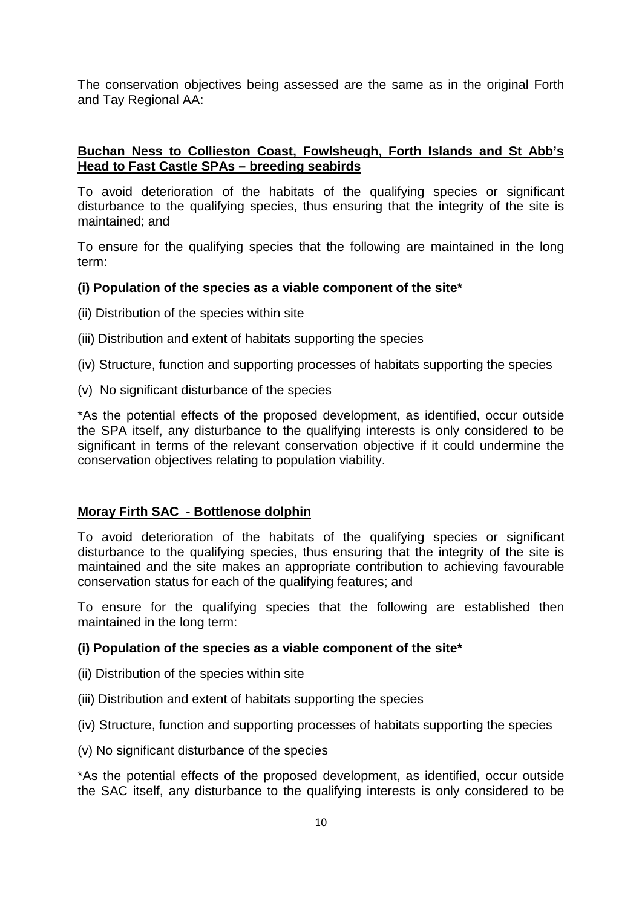The conservation objectives being assessed are the same as in the original Forth and Tay Regional AA:

**Buchan Ness to Collieston Coast, Fowlsheugh, Forth Islands and St Abb's Head to Fast Castle SPAs – breeding seabirds**

To avoid deterioration of the habitats of the qualifying species or significant disturbance to the qualifying species, thus ensuring that the integrity of the site is maintained; and

To ensure for the qualifying species that the following are maintained in the long term:

**(i) Population of the species as a viable component of the site***

(ii) Distribution of the species within site

(iii) Distribution and extent of habitats supporting the species

(iv) Structure, function and supporting processes of habitats supporting the species

(v) No significant disturbance of the species

*As the potential effects of the proposed development, as identified, occur outside the SPA itself, any disturbance to the qualifying interests is only considered to be significant in terms of the relevant conservation objective if it could undermine the conservation objectives relating to population viability.

**Moray Firth SAC - Bottlenose dolphin**

To avoid deterioration of the habitats of the qualifying species or significant disturbance to the qualifying species, thus ensuring that the integrity of the site is maintained and the site makes an appropriate contribution to achieving favourable conservation status for each of the qualifying features; and

To ensure for the qualifying species that the following are established then maintained in the long term:

**(i) Population of the species as a viable component of the site***

(ii) Distribution of the species within site

(iii) Distribution and extent of habitats supporting the species

(iv) Structure, function and supporting processes of habitats supporting the species

(v) No significant disturbance of the species

*As the potential effects of the proposed development, as identified, occur outside the SAC itself, any disturbance to the qualifying interests is only considered to be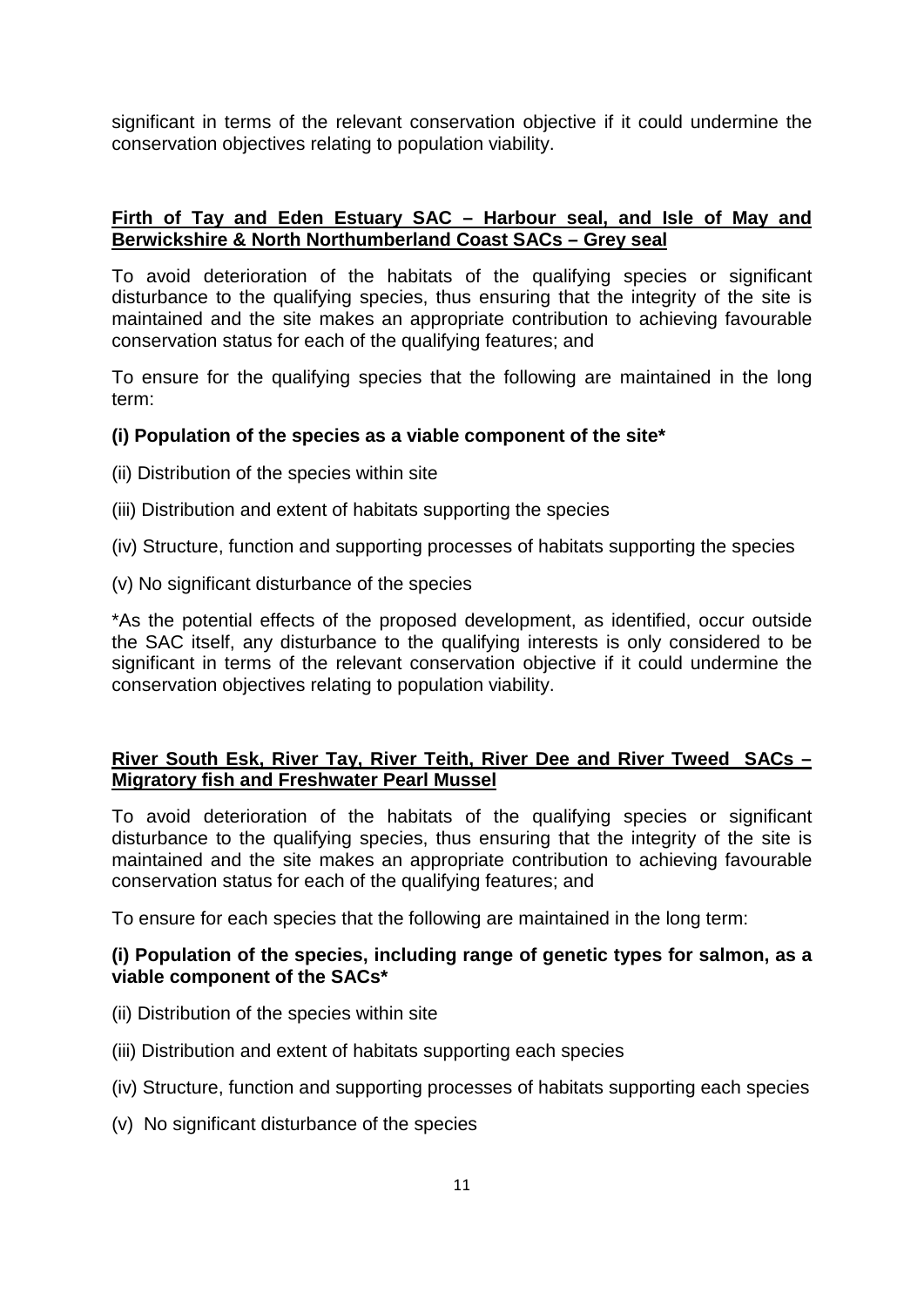significant in terms of the relevant conservation objective if it could undermine the conservation objectives relating to population viability.

**Firth of Tay and Eden Estuary SAC – Harbour seal, and Isle of May and Berwickshire & North Northumberland Coast SACs – Grey seal**

To avoid deterioration of the habitats of the qualifying species or significant disturbance to the qualifying species, thus ensuring that the integrity of the site is maintained and the site makes an appropriate contribution to achieving favourable conservation status for each of the qualifying features; and

To ensure for the qualifying species that the following are maintained in the long term:

**(i) Population of the species as a viable component of the site***

(ii) Distribution of the species within site

(iii) Distribution and extent of habitats supporting the species

(iv) Structure, function and supporting processes of habitats supporting the species

(v) No significant disturbance of the species

*As the potential effects of the proposed development, as identified, occur outside the SAC itself, any disturbance to the qualifying interests is only considered to be significant in terms of the relevant conservation objective if it could undermine the conservation objectives relating to population viability.

**River South Esk, River Tay, River Teith, River Dee and River Tweed SACs – Migratory fish and Freshwater Pearl Mussel**

To avoid deterioration of the habitats of the qualifying species or significant disturbance to the qualifying species, thus ensuring that the integrity of the site is maintained and the site makes an appropriate contribution to achieving favourable conservation status for each of the qualifying features; and

To ensure for each species that the following are maintained in the long term:

**(i) Population of the species, including range of genetic types for salmon, as a viable component of the SACs***

(ii) Distribution of the species within site

(iii) Distribution and extent of habitats supporting each species

(iv) Structure, function and supporting processes of habitats supporting each species

(v) No significant disturbance of the species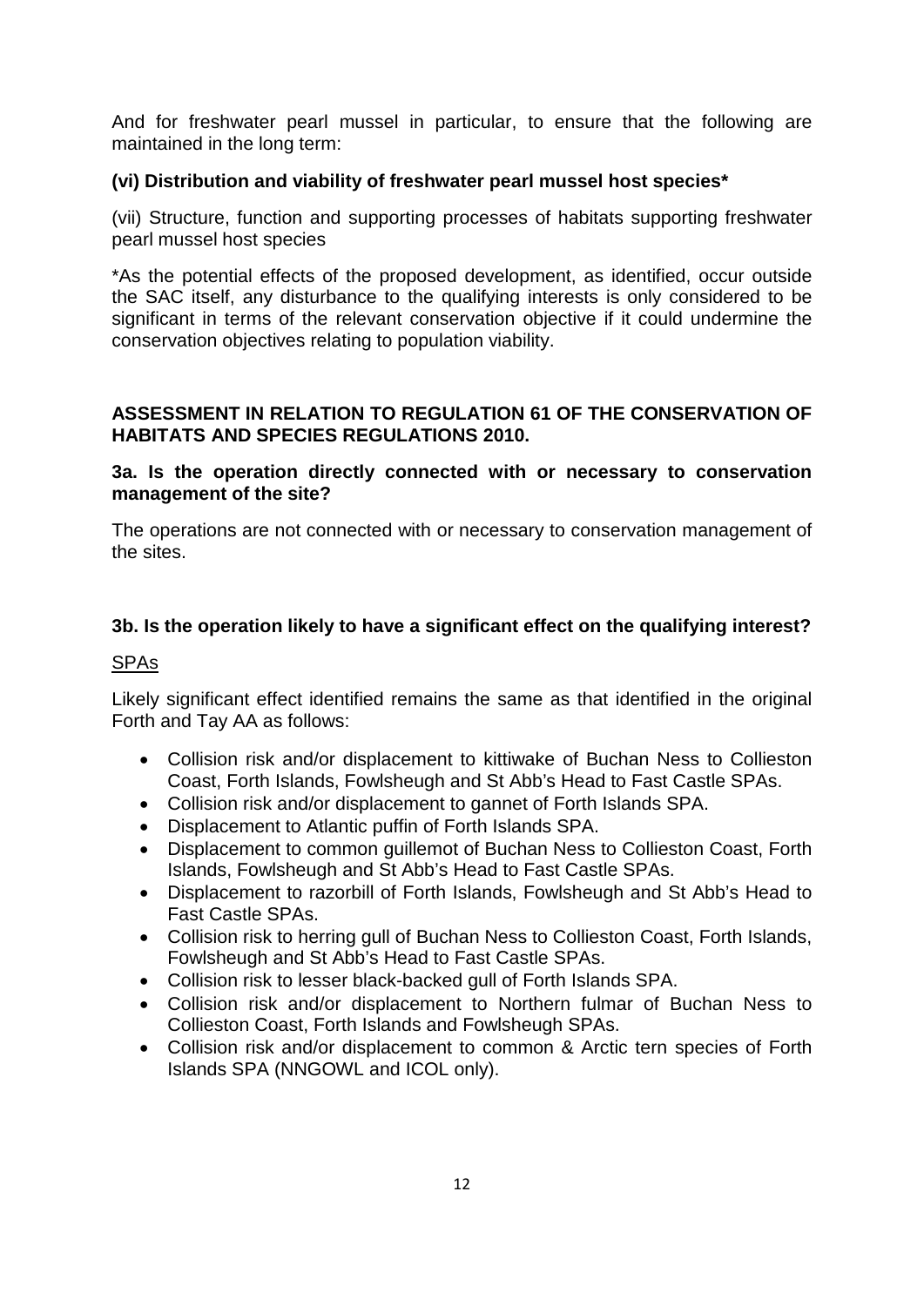And for freshwater pearl mussel in particular, to ensure that the following are maintained in the long term:

**(vi) Distribution and viability of freshwater pearl mussel host species***

(vii) Structure, function and supporting processes of habitats supporting freshwater pearl mussel host species

*As the potential effects of the proposed development, as identified, occur outside the SAC itself, any disturbance to the qualifying interests is only considered to be significant in terms of the relevant conservation objective if it could undermine the conservation objectives relating to population viability.

**ASSESSMENT IN RELATION TO REGULATION 61 OF THE CONSERVATION OF HABITATS AND SPECIES REGULATIONS 2010.**

**3a. Is the operation directly connected with or necessary to conservation management of the site?**

The operations are not connected with or necessary to conservation management of the sites.

**3b. Is the operation likely to have a significant effect on the qualifying interest?**

<u>SPAs</u>

Likely significant effect identified remains the same as that identified in the original Forth and Tay AA as follows:

- Collision risk and/or displacement to kittiwake of Buchan Ness to Collieston Coast, Forth Islands, Fowlsheugh and St Abb's Head to Fast Castle SPAs.
- Collision risk and/or displacement to gannet of Forth Islands SPA.
- Displacement to Atlantic puffin of Forth Islands SPA.
- Displacement to common guillemot of Buchan Ness to Collieston Coast, Forth Islands, Fowlsheugh and St Abb's Head to Fast Castle SPAs.
- Displacement to razorbill of Forth Islands, Fowlsheugh and St Abb's Head to Fast Castle SPAs.
- Collision risk to herring gull of Buchan Ness to Collieston Coast, Forth Islands, Fowlsheugh and St Abb's Head to Fast Castle SPAs.
- Collision risk to lesser black-backed gull of Forth Islands SPA.
- Collision risk and/or displacement to Northern fulmar of Buchan Ness to Collieston Coast, Forth Islands and Fowlsheugh SPAs.
- Collision risk and/or displacement to common & Arctic tern species of Forth Islands SPA (NNGOWL and ICOL only).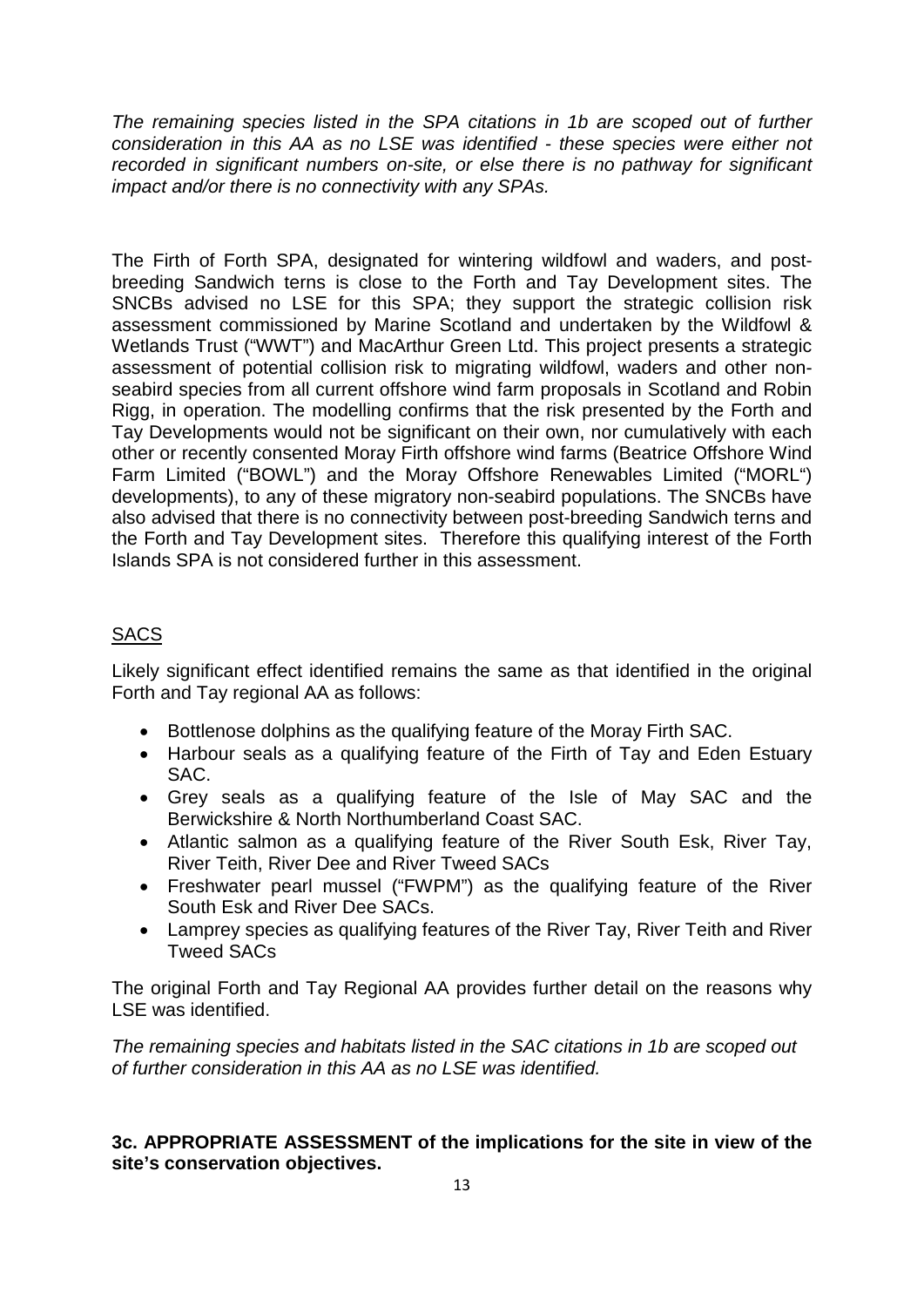*The remaining species listed in the SPA citations in 1b are scoped out of further consideration in this AA as no LSE was identified - these species were either not recorded in significant numbers on-site, or else there is no pathway for significant impact and/or there is no connectivity with any SPAs.*

The Firth of Forth SPA, designated for wintering wildfowl and waders, and post-breeding Sandwich terns is close to the Forth and Tay Development sites. The SNCBs advised no LSE for this SPA; they support the strategic collision risk assessment commissioned by Marine Scotland and undertaken by the Wildfowl & Wetlands Trust ("WWT") and MacArthur Green Ltd. This project presents a strategic assessment of potential collision risk to migrating wildfowl, waders and other non-seabird species from all current offshore wind farm proposals in Scotland and Robin Rigg, in operation. The modelling confirms that the risk presented by the Forth and Tay Developments would not be significant on their own, nor cumulatively with each other or recently consented Moray Firth offshore wind farms (Beatrice Offshore Wind Farm Limited ("BOWL") and the Moray Offshore Renewables Limited ("MORL") developments), to any of these migratory non-seabird populations. The SNCBs have also advised that there is no connectivity between post-breeding Sandwich terns and the Forth and Tay Development sites. Therefore this qualifying interest of the Forth Islands SPA is not considered further in this assessment.

## SACS

Likely significant effect identified remains the same as that identified in the original Forth and Tay regional AA as follows:

- Bottlenose dolphins as the qualifying feature of the Moray Firth SAC.
- Harbour seals as a qualifying feature of the Firth of Tay and Eden Estuary SAC.
- Grey seals as a qualifying feature of the Isle of May SAC and the Berwickshire & North Northumberland Coast SAC.
- Atlantic salmon as a qualifying feature of the River South Esk, River Tay, River Teith, River Dee and River Tweed SACs
- Freshwater pearl mussel ("FWPM") as the qualifying feature of the River South Esk and River Dee SACs.
- Lamprey species as qualifying features of the River Tay, River Teith and River Tweed SACs

The original Forth and Tay Regional AA provides further detail on the reasons why LSE was identified.

*The remaining species and habitats listed in the SAC citations in 1b are scoped out of further consideration in this AA as no LSE was identified.*

**3c. APPROPRIATE ASSESSMENT of the implications for the site in view of the site's conservation objectives.**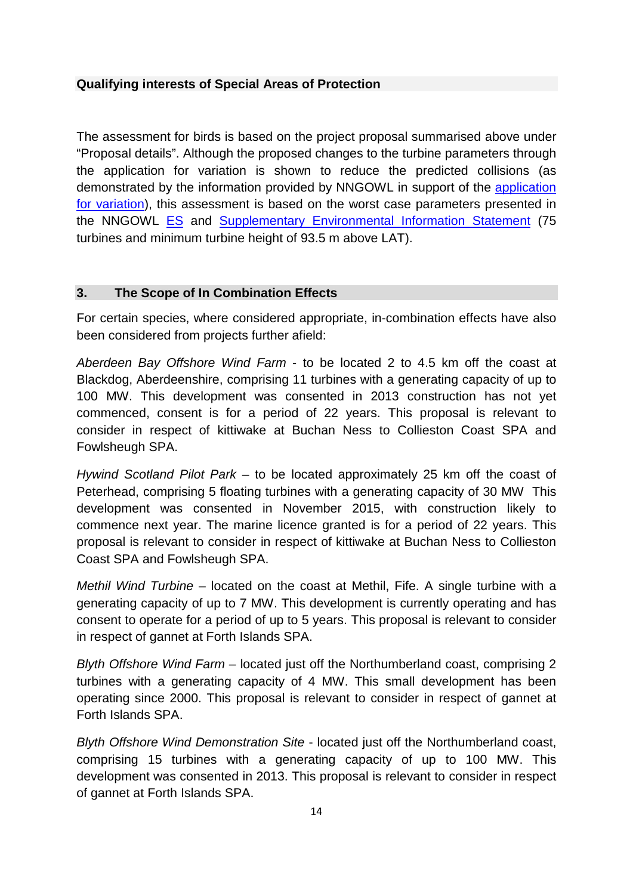**Qualifying interests of Special Areas of Protection**

The assessment for birds is based on the project proposal summarised above under "Proposal details". Although the proposed changes to the turbine parameters through the application for variation is shown to reduce the predicted collisions (as demonstrated by the information provided by NNGOWL in support of the application for variation), this assessment is based on the worst case parameters presented in the NNGOWL ES and Supplementary Environmental Information Statement (75 turbines and minimum turbine height of 93.5 m above LAT).

## 3. The Scope of In Combination Effects

For certain species, where considered appropriate, in-combination effects have also been considered from projects further afield:

*Aberdeen Bay Offshore Wind Farm* - to be located 2 to 4.5 km off the coast at Blackdog, Aberdeenshire, comprising 11 turbines with a generating capacity of up to 100 MW. This development was consented in 2013 construction has not yet commenced, consent is for a period of 22 years. This proposal is relevant to consider in respect of kittiwake at Buchan Ness to Collieston Coast SPA and Fowlsheugh SPA.

*Hywind Scotland Pilot Park* – to be located approximately 25 km off the coast of Peterhead, comprising 5 floating turbines with a generating capacity of 30 MW This development was consented in November 2015, with construction likely to commence next year. The marine licence granted is for a period of 22 years. This proposal is relevant to consider in respect of kittiwake at Buchan Ness to Collieston Coast SPA and Fowlsheugh SPA.

*Methil Wind Turbine* – located on the coast at Methil, Fife. A single turbine with a generating capacity of up to 7 MW. This development is currently operating and has consent to operate for a period of up to 5 years. This proposal is relevant to consider in respect of gannet at Forth Islands SPA.

*Blyth Offshore Wind Farm* – located just off the Northumberland coast, comprising 2 turbines with a generating capacity of 4 MW. This small development has been operating since 2000. This proposal is relevant to consider in respect of gannet at Forth Islands SPA.

*Blyth Offshore Wind Demonstration Site* - located just off the Northumberland coast, comprising 15 turbines with a generating capacity of up to 100 MW. This development was consented in 2013. This proposal is relevant to consider in respect of gannet at Forth Islands SPA.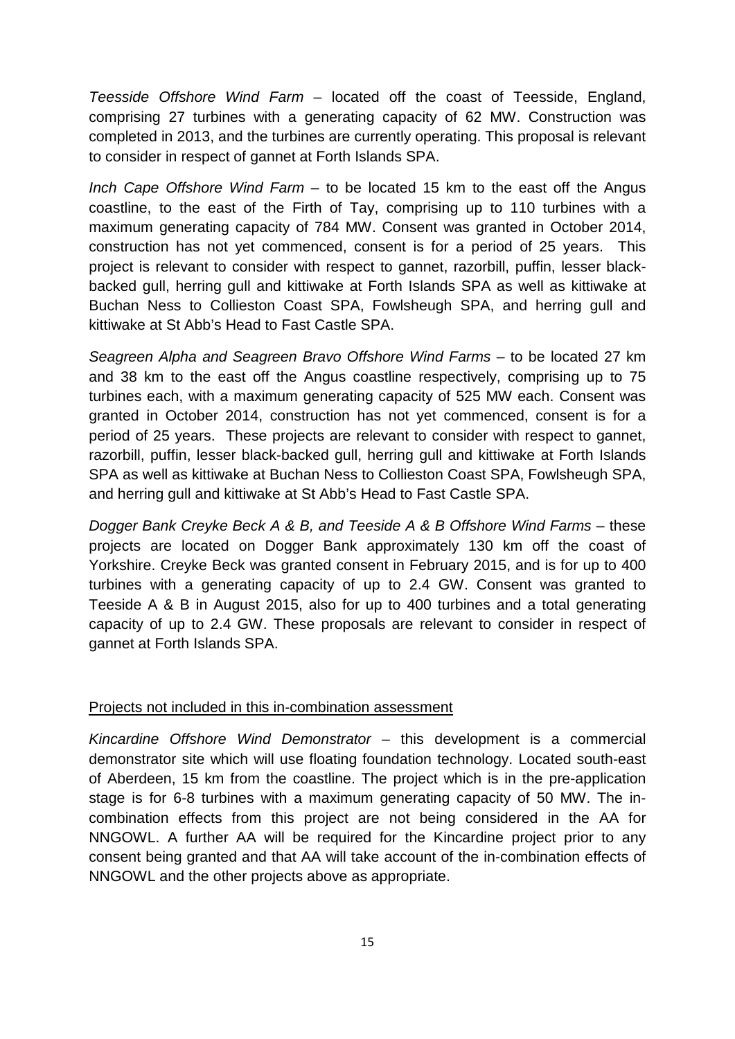*Teesside Offshore Wind Farm* – located off the coast of Teesside, England, comprising 27 turbines with a generating capacity of 62 MW. Construction was completed in 2013, and the turbines are currently operating. This proposal is relevant to consider in respect of gannet at Forth Islands SPA.

*Inch Cape Offshore Wind Farm* – to be located 15 km to the east off the Angus coastline, to the east of the Firth of Tay, comprising up to 110 turbines with a maximum generating capacity of 784 MW. Consent was granted in October 2014, construction has not yet commenced, consent is for a period of 25 years. This project is relevant to consider with respect to gannet, razorbill, puffin, lesser black-backed gull, herring gull and kittiwake at Forth Islands SPA as well as kittiwake at Buchan Ness to Collieston Coast SPA, Fowlsheugh SPA, and herring gull and kittiwake at St Abb's Head to Fast Castle SPA.

*Seagreen Alpha and Seagreen Bravo Offshore Wind Farms* – to be located 27 km and 38 km to the east off the Angus coastline respectively, comprising up to 75 turbines each, with a maximum generating capacity of 525 MW each. Consent was granted in October 2014, construction has not yet commenced, consent is for a period of 25 years. These projects are relevant to consider with respect to gannet, razorbill, puffin, lesser black-backed gull, herring gull and kittiwake at Forth Islands SPA as well as kittiwake at Buchan Ness to Collieston Coast SPA, Fowlsheugh SPA, and herring gull and kittiwake at St Abb's Head to Fast Castle SPA.

*Dogger Bank Creyke Beck A & B, and Teeside A & B Offshore Wind Farms* – these projects are located on Dogger Bank approximately 130 km off the coast of Yorkshire. Creyke Beck was granted consent in February 2015, and is for up to 400 turbines with a generating capacity of up to 2.4 GW. Consent was granted to Teeside A & B in August 2015, also for up to 400 turbines and a total generating capacity of up to 2.4 GW. These proposals are relevant to consider in respect of gannet at Forth Islands SPA.

<u>Projects not included in this in-combination assessment</u>

*Kincardine Offshore Wind Demonstrator* – this development is a commercial demonstrator site which will use floating foundation technology. Located south-east of Aberdeen, 15 km from the coastline. The project which is in the pre-application stage is for 6-8 turbines with a maximum generating capacity of 50 MW. The in-combination effects from this project are not being considered in the AA for NNGOWL. A further AA will be required for the Kincardine project prior to any consent being granted and that AA will take account of the in-combination effects of NNGOWL and the other projects above as appropriate.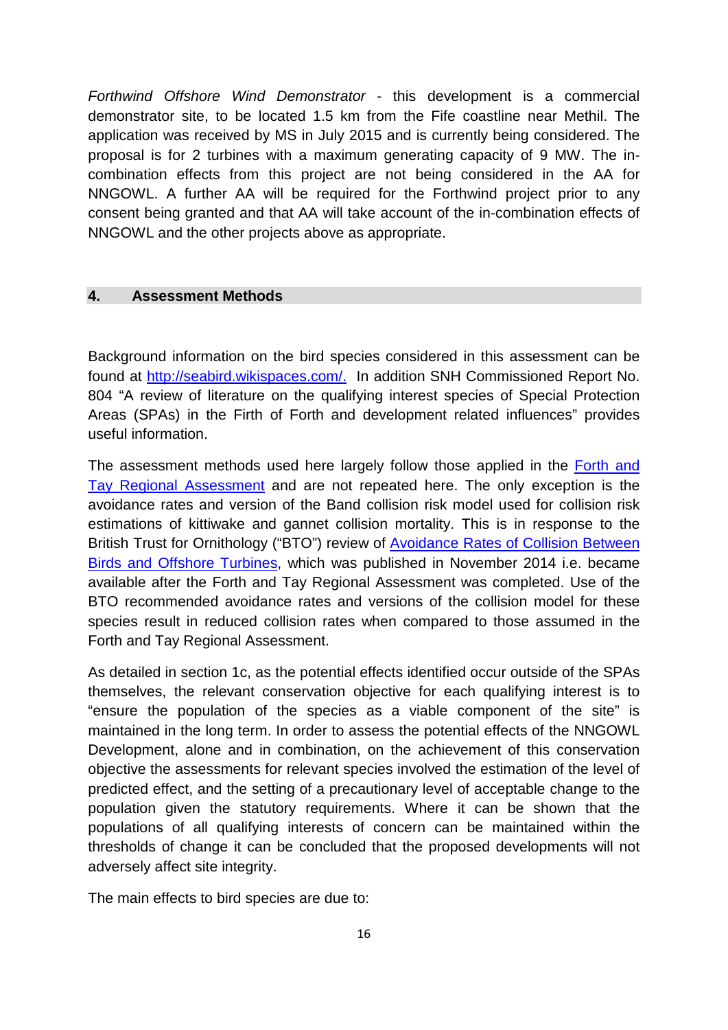*Forthwind Offshore Wind Demonstrator* - this development is a commercial demonstrator site, to be located 1.5 km from the Fife coastline near Methil. The application was received by MS in July 2015 and is currently being considered. The proposal is for 2 turbines with a maximum generating capacity of 9 MW. The in-combination effects from this project are not being considered in the AA for NNGOWL. A further AA will be required for the Forthwind project prior to any consent being granted and that AA will take account of the in-combination effects of NNGOWL and the other projects above as appropriate.

## 4. Assessment Methods

Background information on the bird species considered in this assessment can be found at [http://seabird.wikispaces.com/.](http://seabird.wikispaces.com/) In addition SNH Commissioned Report No. 804 "A review of literature on the qualifying interest species of Special Protection Areas (SPAs) in the Firth of Forth and development related influences" provides useful information.

The assessment methods used here largely follow those applied in the Forth and Tay Regional Assessment and are not repeated here. The only exception is the avoidance rates and version of the Band collision risk model used for collision risk estimations of kittiwake and gannet collision mortality. This is in response to the British Trust for Ornithology ("BTO") review of Avoidance Rates of Collision Between Birds and Offshore Turbines, which was published in November 2014 i.e. became available after the Forth and Tay Regional Assessment was completed. Use of the BTO recommended avoidance rates and versions of the collision model for these species result in reduced collision rates when compared to those assumed in the Forth and Tay Regional Assessment.

As detailed in section 1c, as the potential effects identified occur outside of the SPAs themselves, the relevant conservation objective for each qualifying interest is to "ensure the population of the species as a viable component of the site" is maintained in the long term. In order to assess the potential effects of the NNGOWL Development, alone and in combination, on the achievement of this conservation objective the assessments for relevant species involved the estimation of the level of predicted effect, and the setting of a precautionary level of acceptable change to the population given the statutory requirements. Where it can be shown that the populations of all qualifying interests of concern can be maintained within the thresholds of change it can be concluded that the proposed developments will not adversely affect site integrity.

The main effects to bird species are due to: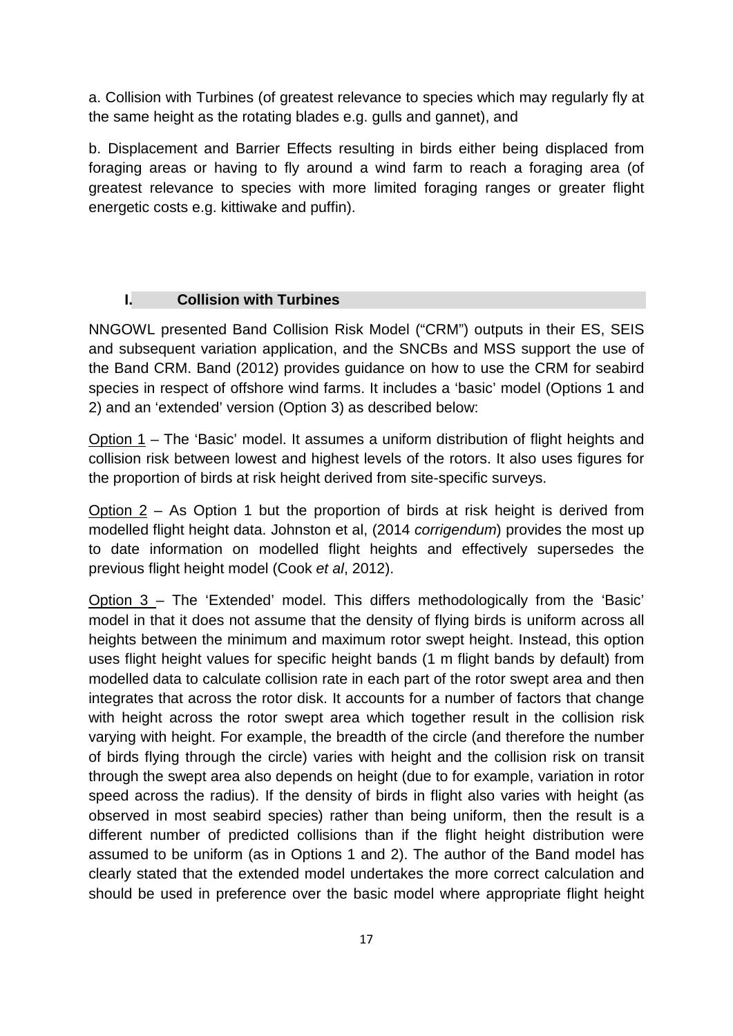a. Collision with Turbines (of greatest relevance to species which may regularly fly at the same height as the rotating blades e.g. gulls and gannet), and

b. Displacement and Barrier Effects resulting in birds either being displaced from foraging areas or having to fly around a wind farm to reach a foraging area (of greatest relevance to species with more limited foraging ranges or greater flight energetic costs e.g. kittiwake and puffin).

## I. Collision with Turbines

NNGOWL presented Band Collision Risk Model ("CRM") outputs in their ES, SEIS and subsequent variation application, and the SNCBs and MSS support the use of the Band CRM. Band (2012) provides guidance on how to use the CRM for seabird species in respect of offshore wind farms. It includes a 'basic' model (Options 1 and 2) and an 'extended' version (Option 3) as described below:

<u>Option 1</u> – The 'Basic' model. It assumes a uniform distribution of flight heights and collision risk between lowest and highest levels of the rotors. It also uses figures for the proportion of birds at risk height derived from site-specific surveys.

<u>Option 2</u> – As Option 1 but the proportion of birds at risk height is derived from modelled flight height data. Johnston et al, (2014 *corrigendum*) provides the most up to date information on modelled flight heights and effectively supersedes the previous flight height model (Cook *et al*, 2012).

<u>Option 3</u> – The 'Extended' model. This differs methodologically from the 'Basic' model in that it does not assume that the density of flying birds is uniform across all heights between the minimum and maximum rotor swept height. Instead, this option uses flight height values for specific height bands (1 m flight bands by default) from modelled data to calculate collision rate in each part of the rotor swept area and then integrates that across the rotor disk. It accounts for a number of factors that change with height across the rotor swept area which together result in the collision risk varying with height. For example, the breadth of the circle (and therefore the number of birds flying through the circle) varies with height and the collision risk on transit through the swept area also depends on height (due to for example, variation in rotor speed across the radius). If the density of birds in flight also varies with height (as observed in most seabird species) rather than being uniform, then the result is a different number of predicted collisions than if the flight height distribution were assumed to be uniform (as in Options 1 and 2). The author of the Band model has clearly stated that the extended model undertakes the more correct calculation and should be used in preference over the basic model where appropriate flight height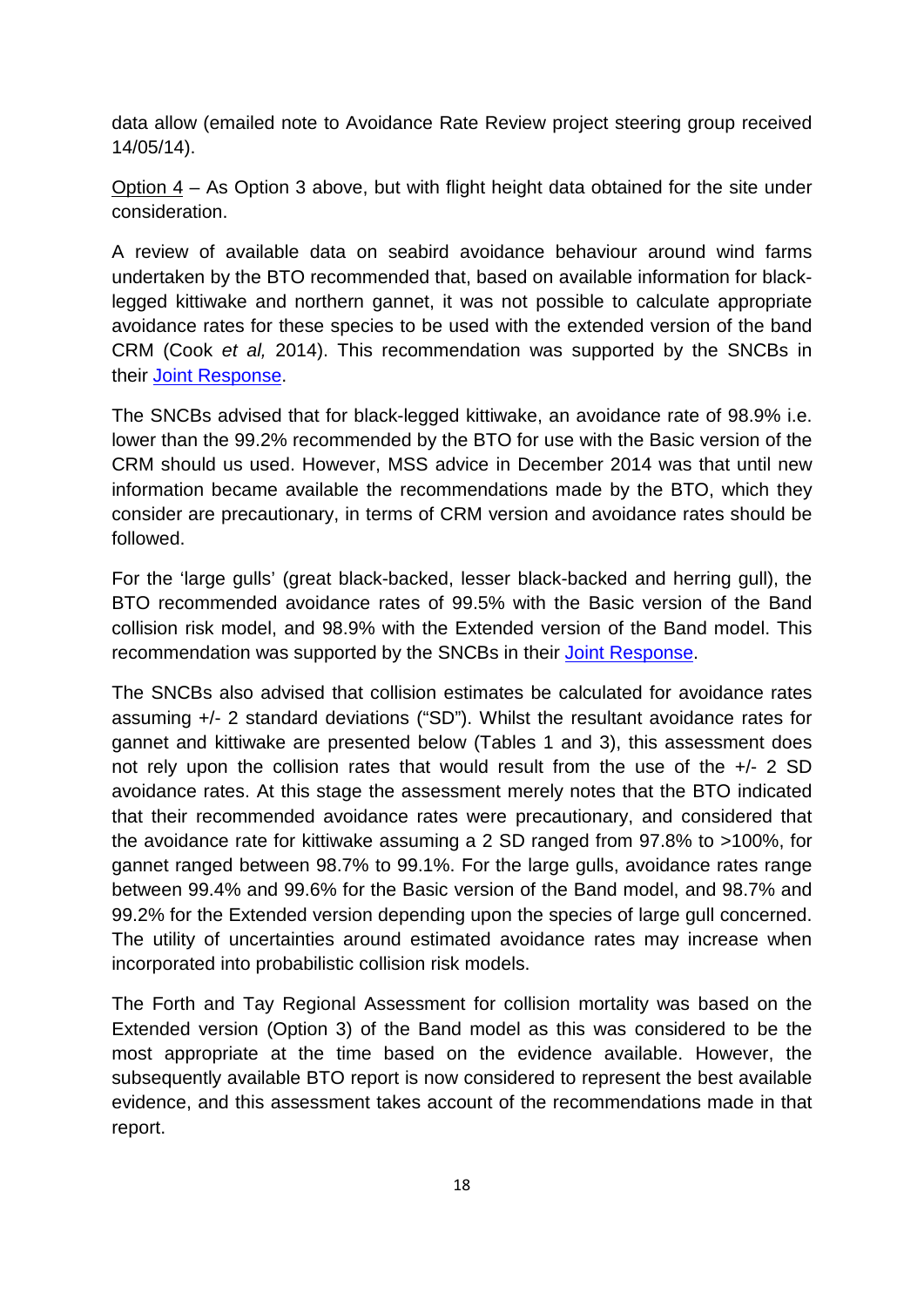data allow (emailed note to Avoidance Rate Review project steering group received 14/05/14).

Option 4 – As Option 3 above, but with flight height data obtained for the site under consideration.

A review of available data on seabird avoidance behaviour around wind farms undertaken by the BTO recommended that, based on available information for black-legged kittiwake and northern gannet, it was not possible to calculate appropriate avoidance rates for these species to be used with the extended version of the band CRM (Cook *et al,* 2014). This recommendation was supported by the SNCBs in their Joint Response.

The SNCBs advised that for black-legged kittiwake, an avoidance rate of 98.9% i.e. lower than the 99.2% recommended by the BTO for use with the Basic version of the CRM should us used. However, MSS advice in December 2014 was that until new information became available the recommendations made by the BTO, which they consider are precautionary, in terms of CRM version and avoidance rates should be followed.

For the 'large gulls' (great black-backed, lesser black-backed and herring gull), the BTO recommended avoidance rates of 99.5% with the Basic version of the Band collision risk model, and 98.9% with the Extended version of the Band model. This recommendation was supported by the SNCBs in their Joint Response.

The SNCBs also advised that collision estimates be calculated for avoidance rates assuming +/- 2 standard deviations ("SD"). Whilst the resultant avoidance rates for gannet and kittiwake are presented below (Tables 1 and 3), this assessment does not rely upon the collision rates that would result from the use of the +/- 2 SD avoidance rates. At this stage the assessment merely notes that the BTO indicated that their recommended avoidance rates were precautionary, and considered that the avoidance rate for kittiwake assuming a 2 SD ranged from 97.8% to >100%, for gannet ranged between 98.7% to 99.1%. For the large gulls, avoidance rates range between 99.4% and 99.6% for the Basic version of the Band model, and 98.7% and 99.2% for the Extended version depending upon the species of large gull concerned. The utility of uncertainties around estimated avoidance rates may increase when incorporated into probabilistic collision risk models.

The Forth and Tay Regional Assessment for collision mortality was based on the Extended version (Option 3) of the Band model as this was considered to be the most appropriate at the time based on the evidence available. However, the subsequently available BTO report is now considered to represent the best available evidence, and this assessment takes account of the recommendations made in that report.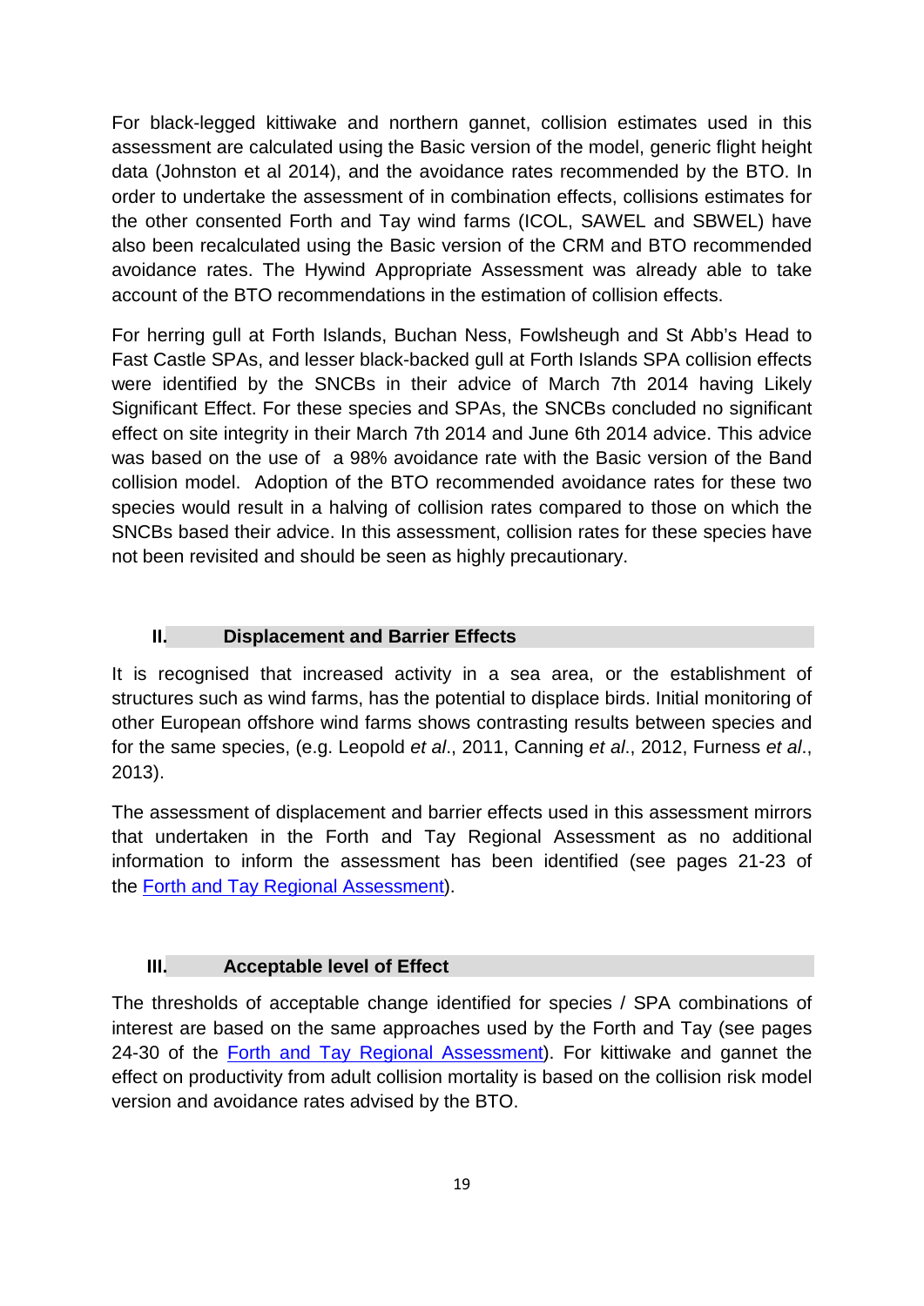For black-legged kittiwake and northern gannet, collision estimates used in this assessment are calculated using the Basic version of the model, generic flight height data (Johnston et al 2014), and the avoidance rates recommended by the BTO. In order to undertake the assessment of in combination effects, collisions estimates for the other consented Forth and Tay wind farms (ICOL, SAWEL and SBWEL) have also been recalculated using the Basic version of the CRM and BTO recommended avoidance rates. The Hywind Appropriate Assessment was already able to take account of the BTO recommendations in the estimation of collision effects.

For herring gull at Forth Islands, Buchan Ness, Fowlsheugh and St Abb's Head to Fast Castle SPAs, and lesser black-backed gull at Forth Islands SPA collision effects were identified by the SNCBs in their advice of March 7th 2014 having Likely Significant Effect. For these species and SPAs, the SNCBs concluded no significant effect on site integrity in their March 7th 2014 and June 6th 2014 advice. This advice was based on the use of a 98% avoidance rate with the Basic version of the Band collision model. Adoption of the BTO recommended avoidance rates for these two species would result in a halving of collision rates compared to those on which the SNCBs based their advice. In this assessment, collision rates for these species have not been revisited and should be seen as highly precautionary.

## II. Displacement and Barrier Effects

It is recognised that increased activity in a sea area, or the establishment of structures such as wind farms, has the potential to displace birds. Initial monitoring of other European offshore wind farms shows contrasting results between species and for the same species, (e.g. Leopold *et al*., 2011, Canning *et al*., 2012, Furness *et al*., 2013).

The assessment of displacement and barrier effects used in this assessment mirrors that undertaken in the Forth and Tay Regional Assessment as no additional information to inform the assessment has been identified (see pages 21-23 of the Forth and Tay Regional Assessment).

## III. Acceptable level of Effect

The thresholds of acceptable change identified for species / SPA combinations of interest are based on the same approaches used by the Forth and Tay (see pages 24-30 of the Forth and Tay Regional Assessment). For kittiwake and gannet the effect on productivity from adult collision mortality is based on the collision risk model version and avoidance rates advised by the BTO.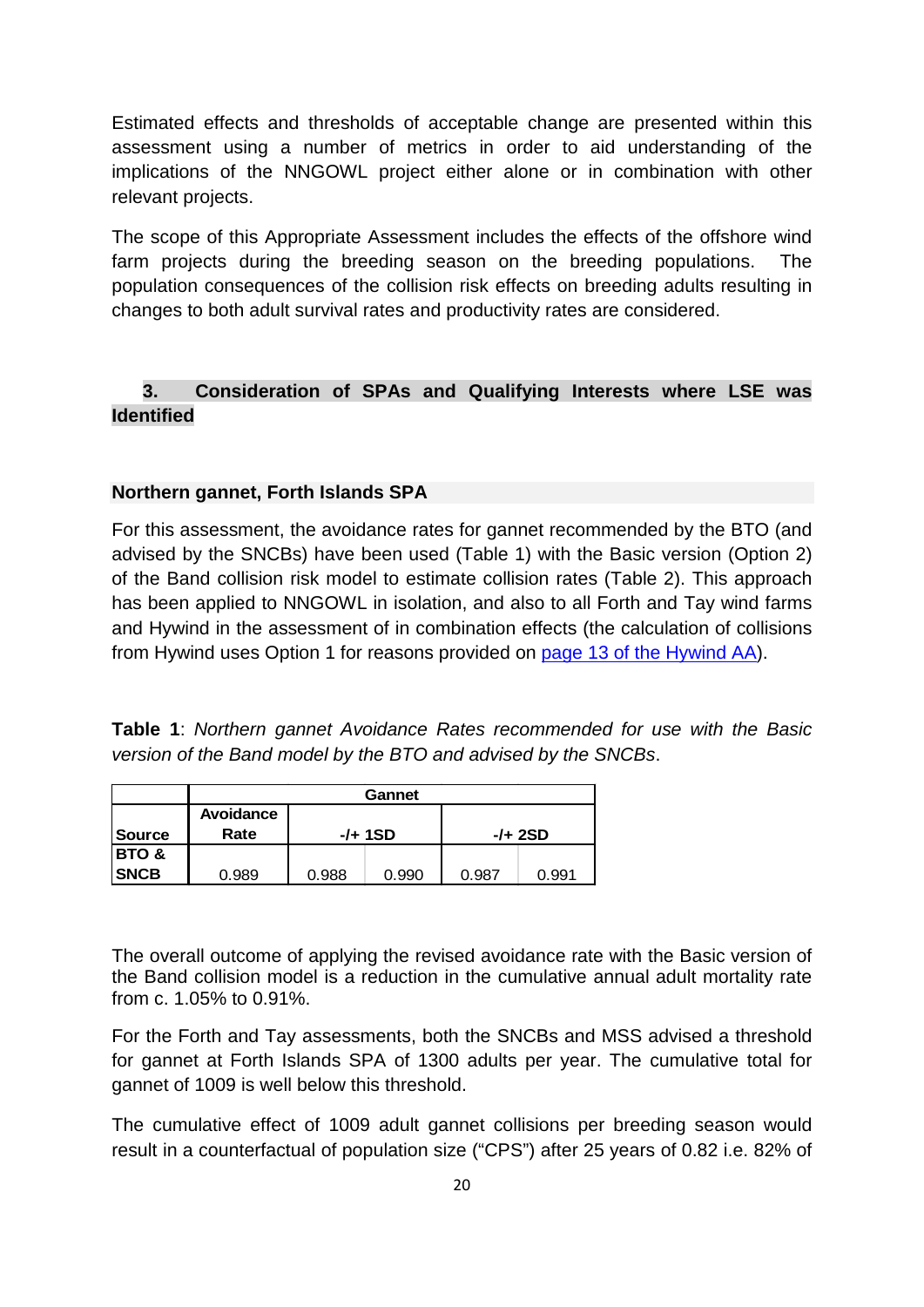Estimated effects and thresholds of acceptable change are presented within this assessment using a number of metrics in order to aid understanding of the implications of the NNGOWL project either alone or in combination with other relevant projects.

The scope of this Appropriate Assessment includes the effects of the offshore wind farm projects during the breeding season on the breeding populations. The population consequences of the collision risk effects on breeding adults resulting in changes to both adult survival rates and productivity rates are considered.

## 3. Consideration of SPAs and Qualifying Interests where LSE was Identified

### Northern gannet, Forth Islands SPA

For this assessment, the avoidance rates for gannet recommended by the BTO (and advised by the SNCBs) have been used (Table 1) with the Basic version (Option 2) of the Band collision risk model to estimate collision rates (Table 2). This approach has been applied to NNGOWL in isolation, and also to all Forth and Tay wind farms and Hywind in the assessment of in combination effects (the calculation of collisions from Hywind uses Option 1 for reasons provided on [page 13 of the Hywind AA](page 13 of the Hywind AA)).

**Table 1**: *Northern gannet Avoidance Rates recommended for use with the Basic version of the Band model by the BTO and advised by the SNCBs*.

| | Gannet | | | | |
|---|---|---|---|---|---|
| **Source** | **Avoidance Rate** | **-/+ 1SD** | | **-/+ 2SD** | |
| **BTO & SNCB** | 0.989 | 0.988 | 0.990 | 0.987 | 0.991 |

The overall outcome of applying the revised avoidance rate with the Basic version of the Band collision model is a reduction in the cumulative annual adult mortality rate from c. 1.05% to 0.91%.

For the Forth and Tay assessments, both the SNCBs and MSS advised a threshold for gannet at Forth Islands SPA of 1300 adults per year. The cumulative total for gannet of 1009 is well below this threshold.

The cumulative effect of 1009 adult gannet collisions per breeding season would result in a counterfactual of population size ("CPS") after 25 years of 0.82 i.e. 82% of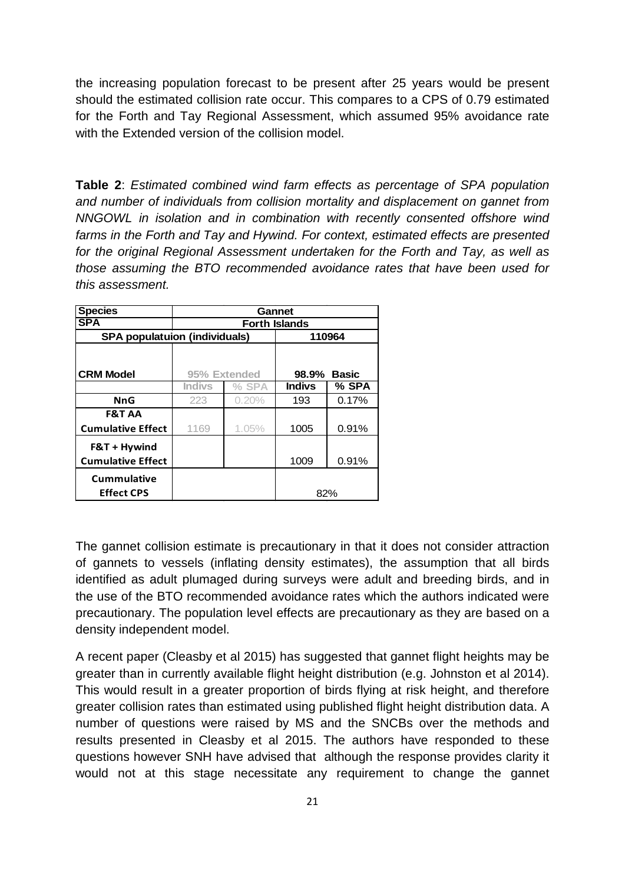the increasing population forecast to be present after 25 years would be present should the estimated collision rate occur. This compares to a CPS of 0.79 estimated for the Forth and Tay Regional Assessment, which assumed 95% avoidance rate with the Extended version of the collision model.

**Table 2**: *Estimated combined wind farm effects as percentage of SPA population and number of individuals from collision mortality and displacement on gannet from NNGOWL in isolation and in combination with recently consented offshore wind farms in the Forth and Tay and Hywind. For context, estimated effects are presented for the original Regional Assessment undertaken for the Forth and Tay, as well as those assuming the BTO recommended avoidance rates that have been used for this assessment.*

| **Species** | **Gannet** | | | |
|---|---|---|---|---|
| **SPA** | **Forth Islands** | | | |
| **SPA populatuion (individuals)** | | | **110964** | |
| **CRM Model** | 95% Extended | | **98.9% Basic** | |
| | Indivs | % SPA | **Indivs** | **% SPA** |
| **NnG** | 223 | 0.20% | 193 | 0.17% |
| **F&T AA Cumulative Effect** | 1169 | 1.05% | 1005 | 0.91% |
| **F&T + Hywind Cumulative Effect** | | | 1009 | 0.91% |
| **Cummulative Effect CPS** | | | 82% | |

The gannet collision estimate is precautionary in that it does not consider attraction of gannets to vessels (inflating density estimates), the assumption that all birds identified as adult plumaged during surveys were adult and breeding birds, and in the use of the BTO recommended avoidance rates which the authors indicated were precautionary. The population level effects are precautionary as they are based on a density independent model.

A recent paper (Cleasby et al 2015) has suggested that gannet flight heights may be greater than in currently available flight height distribution (e.g. Johnston et al 2014). This would result in a greater proportion of birds flying at risk height, and therefore greater collision rates than estimated using published flight height distribution data. A number of questions were raised by MS and the SNCBs over the methods and results presented in Cleasby et al 2015. The authors have responded to these questions however SNH have advised that although the response provides clarity it would not at this stage necessitate any requirement to change the gannet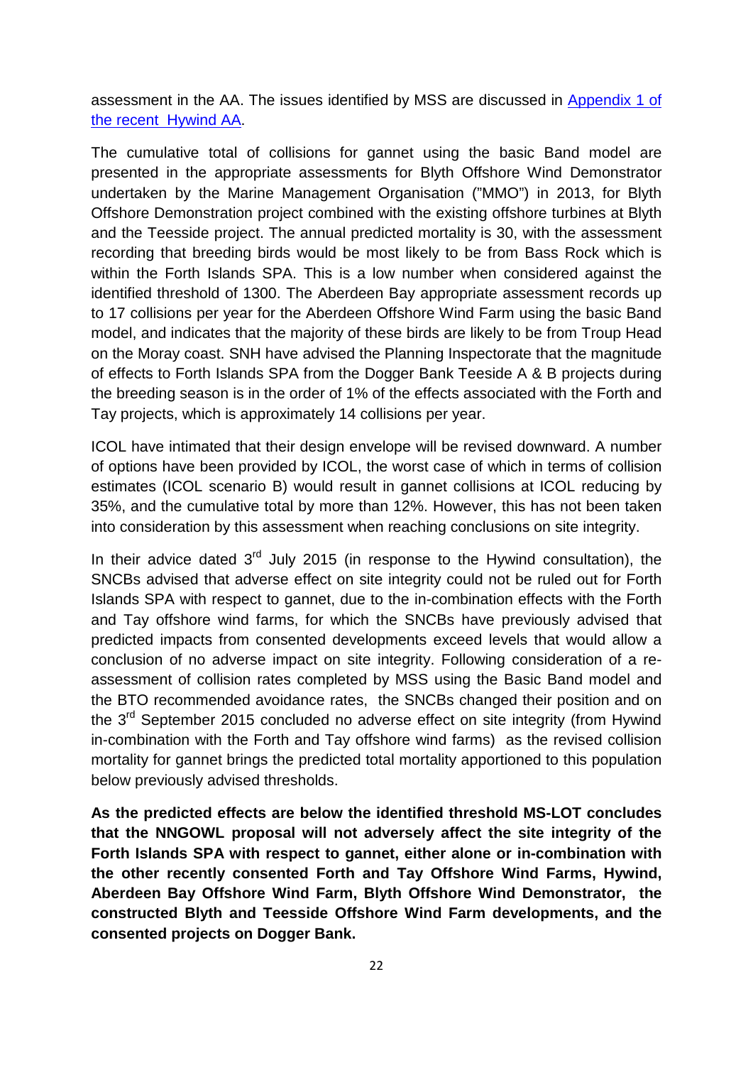assessment in the AA. The issues identified by MSS are discussed in [Appendix 1 of the recent Hywind AA](#).

The cumulative total of collisions for gannet using the basic Band model are presented in the appropriate assessments for Blyth Offshore Wind Demonstrator undertaken by the Marine Management Organisation ("MMO") in 2013, for Blyth Offshore Demonstration project combined with the existing offshore turbines at Blyth and the Teesside project. The annual predicted mortality is 30, with the assessment recording that breeding birds would be most likely to be from Bass Rock which is within the Forth Islands SPA. This is a low number when considered against the identified threshold of 1300. The Aberdeen Bay appropriate assessment records up to 17 collisions per year for the Aberdeen Offshore Wind Farm using the basic Band model, and indicates that the majority of these birds are likely to be from Troup Head on the Moray coast. SNH have advised the Planning Inspectorate that the magnitude of effects to Forth Islands SPA from the Dogger Bank Teeside A & B projects during the breeding season is in the order of 1% of the effects associated with the Forth and Tay projects, which is approximately 14 collisions per year.

ICOL have intimated that their design envelope will be revised downward. A number of options have been provided by ICOL, the worst case of which in terms of collision estimates (ICOL scenario B) would result in gannet collisions at ICOL reducing by 35%, and the cumulative total by more than 12%. However, this has not been taken into consideration by this assessment when reaching conclusions on site integrity.

In their advice dated 3rd July 2015 (in response to the Hywind consultation), the SNCBs advised that adverse effect on site integrity could not be ruled out for Forth Islands SPA with respect to gannet, due to the in-combination effects with the Forth and Tay offshore wind farms, for which the SNCBs have previously advised that predicted impacts from consented developments exceed levels that would allow a conclusion of no adverse impact on site integrity. Following consideration of a re-assessment of collision rates completed by MSS using the Basic Band model and the BTO recommended avoidance rates, the SNCBs changed their position and on the 3rd September 2015 concluded no adverse effect on site integrity (from Hywind in-combination with the Forth and Tay offshore wind farms) as the revised collision mortality for gannet brings the predicted total mortality apportioned to this population below previously advised thresholds.

**As the predicted effects are below the identified threshold MS-LOT concludes that the NNGOWL proposal will not adversely affect the site integrity of the Forth Islands SPA with respect to gannet, either alone or in-combination with the other recently consented Forth and Tay Offshore Wind Farms, Hywind, Aberdeen Bay Offshore Wind Farm, Blyth Offshore Wind Demonstrator, the constructed Blyth and Teesside Offshore Wind Farm developments, and the consented projects on Dogger Bank.**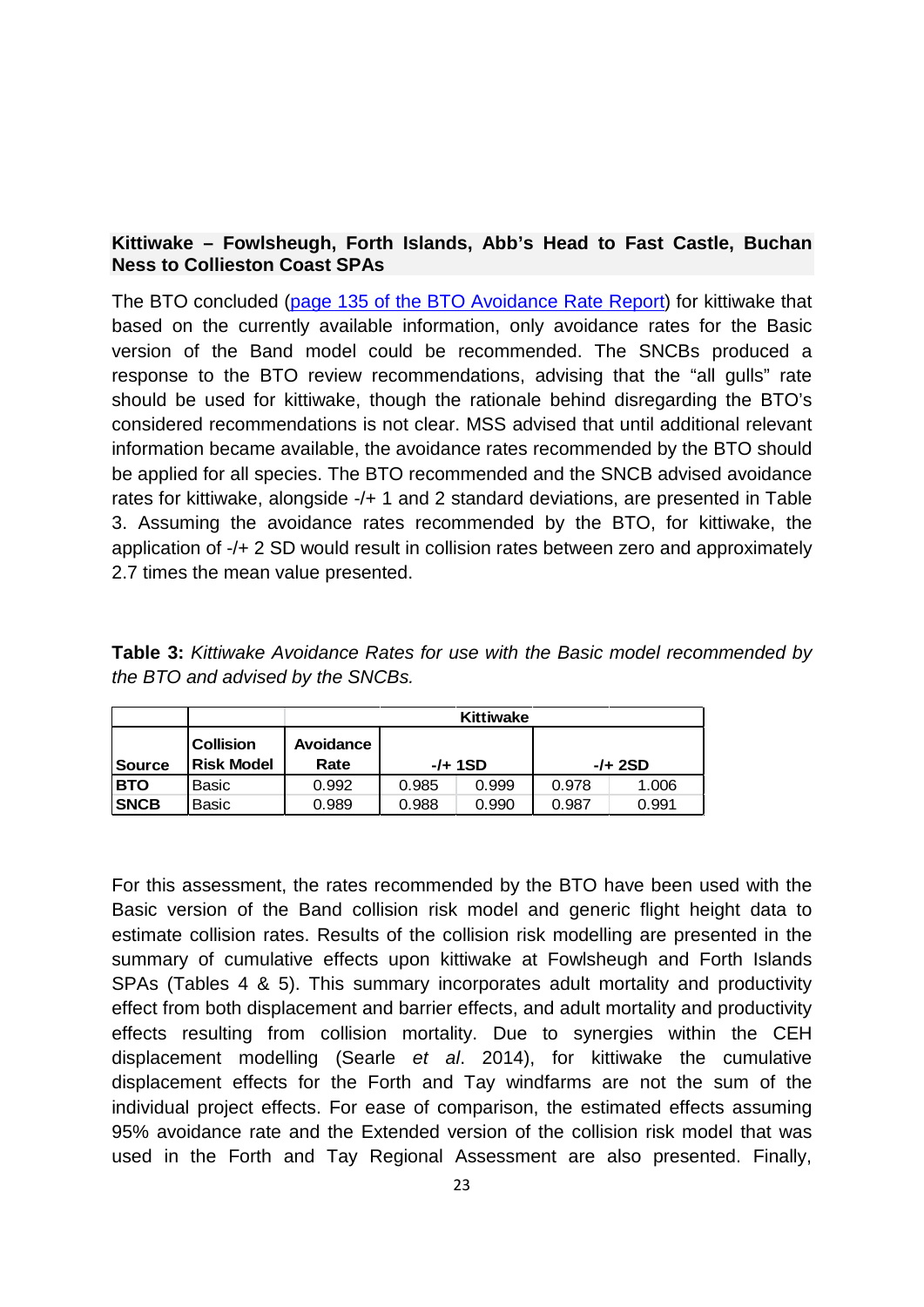**Kittiwake – Fowlsheugh, Forth Islands, Abb's Head to Fast Castle, Buchan Ness to Collieston Coast SPAs**

The BTO concluded (page 135 of the BTO Avoidance Rate Report) for kittiwake that based on the currently available information, only avoidance rates for the Basic version of the Band model could be recommended. The SNCBs produced a response to the BTO review recommendations, advising that the "all gulls" rate should be used for kittiwake, though the rationale behind disregarding the BTO's considered recommendations is not clear. MSS advised that until additional relevant information became available, the avoidance rates recommended by the BTO should be applied for all species. The BTO recommended and the SNCB advised avoidance rates for kittiwake, alongside -/+ 1 and 2 standard deviations, are presented in Table 3. Assuming the avoidance rates recommended by the BTO, for kittiwake, the application of -/+ 2 SD would result in collision rates between zero and approximately 2.7 times the mean value presented.

**Table 3:** *Kittiwake Avoidance Rates for use with the Basic model recommended by the BTO and advised by the SNCBs.*

| | | Kittiwake | | | | |
|---|---|---|---|---|---|---|
| **Source** | **Collision Risk Model** | **Avoidance Rate** | **-/+ 1SD** | | **-/+ 2SD** | |
| **BTO** | Basic | 0.992 | 0.985 | 0.999 | 0.978 | 1.006 |
| **SNCB** | Basic | 0.989 | 0.988 | 0.990 | 0.987 | 0.991 |

For this assessment, the rates recommended by the BTO have been used with the Basic version of the Band collision risk model and generic flight height data to estimate collision rates. Results of the collision risk modelling are presented in the summary of cumulative effects upon kittiwake at Fowlsheugh and Forth Islands SPAs (Tables 4 & 5). This summary incorporates adult mortality and productivity effect from both displacement and barrier effects, and adult mortality and productivity effects resulting from collision mortality. Due to synergies within the CEH displacement modelling (Searle *et al*. 2014), for kittiwake the cumulative displacement effects for the Forth and Tay windfarms are not the sum of the individual project effects. For ease of comparison, the estimated effects assuming 95% avoidance rate and the Extended version of the collision risk model that was used in the Forth and Tay Regional Assessment are also presented. Finally,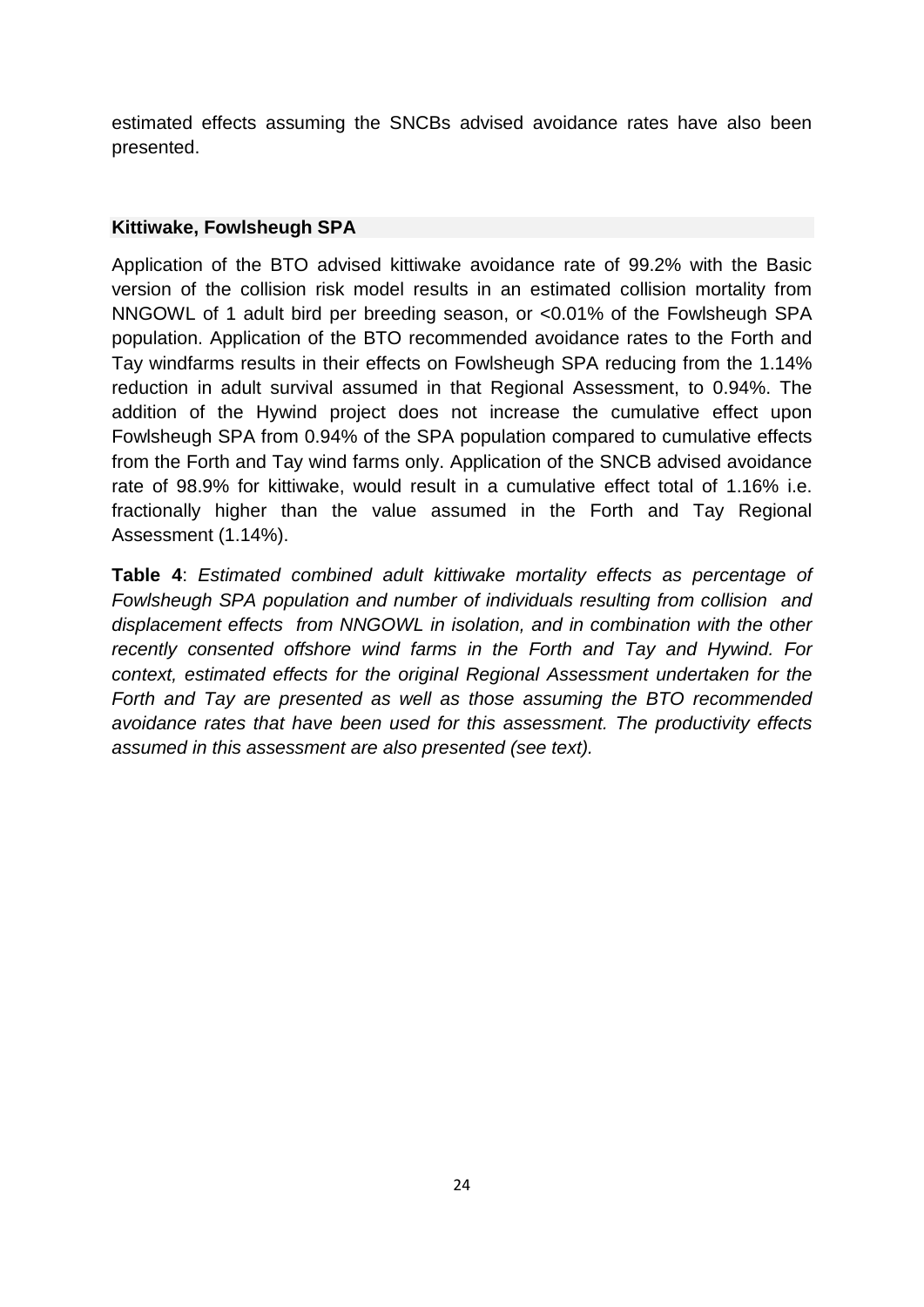estimated effects assuming the SNCBs advised avoidance rates have also been presented.

### Kittiwake, Fowlsheugh SPA

Application of the BTO advised kittiwake avoidance rate of 99.2% with the Basic version of the collision risk model results in an estimated collision mortality from NNGOWL of 1 adult bird per breeding season, or <0.01% of the Fowlsheugh SPA population. Application of the BTO recommended avoidance rates to the Forth and Tay windfarms results in their effects on Fowlsheugh SPA reducing from the 1.14% reduction in adult survival assumed in that Regional Assessment, to 0.94%. The addition of the Hywind project does not increase the cumulative effect upon Fowlsheugh SPA from 0.94% of the SPA population compared to cumulative effects from the Forth and Tay wind farms only. Application of the SNCB advised avoidance rate of 98.9% for kittiwake, would result in a cumulative effect total of 1.16% i.e. fractionally higher than the value assumed in the Forth and Tay Regional Assessment (1.14%).

**Table 4**: *Estimated combined adult kittiwake mortality effects as percentage of Fowlsheugh SPA population and number of individuals resulting from collision and displacement effects from NNGOWL in isolation, and in combination with the other recently consented offshore wind farms in the Forth and Tay and Hywind. For context, estimated effects for the original Regional Assessment undertaken for the Forth and Tay are presented as well as those assuming the BTO recommended avoidance rates that have been used for this assessment. The productivity effects assumed in this assessment are also presented (see text).*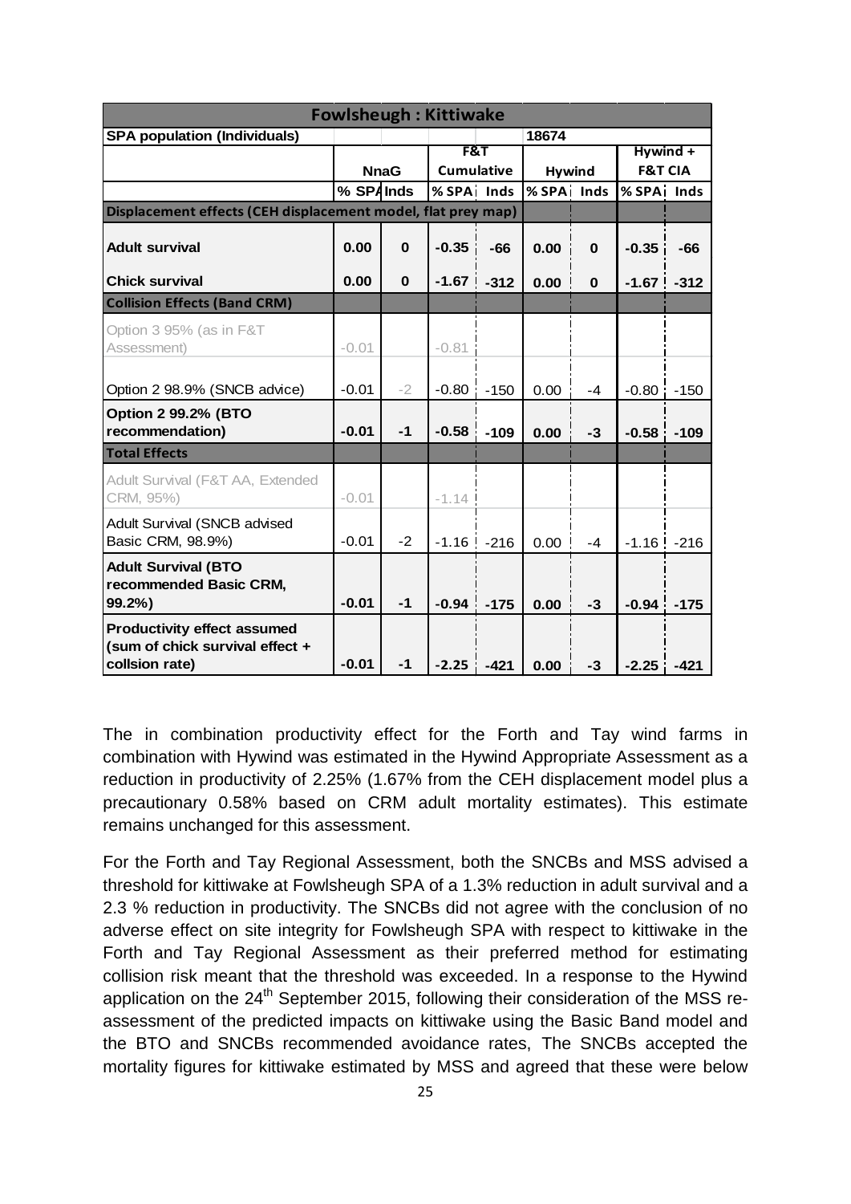| Fowlsheugh : Kittiwake | | | | | | | | |
|---|---|---|---|---|---|---|---|---|
| SPA population (Individuals) | | | | | 18674 | | | |
| | NnaG | | F&T Cumulative | | Hywind | | Hywind + F&T CIA | |
| | % SPA | Inds | % SPA | Inds | % SPA | Inds | % SPA | Inds |
| **Displacement effects (CEH displacement model, flat prey map)** | | | | | | | | |
| **Adult survival** | **0.00** | **0** | **-0.35** | **-66** | **0.00** | **0** | **-0.35** | **-66** |
| **Chick survival** | **0.00** | **0** | **-1.67** | **-312** | **0.00** | **0** | **-1.67** | **-312** |
| **Collision Effects (Band CRM)** | | | | | | | | |
| Option 3 95% (as in F&T Assessment) | -0.01 | | -0.81 | | | | | |
| Option 2 98.9% (SNCB advice) | -0.01 | -2 | -0.80 | -150 | 0.00 | -4 | -0.80 | -150 |
| **Option 2 99.2% (BTO recommendation)** | **-0.01** | **-1** | **-0.58** | **-109** | **0.00** | **-3** | **-0.58** | **-109** |
| **Total Effects** | | | | | | | | |
| Adult Survival (F&T AA, Extended CRM, 95%) | -0.01 | | -1.14 | | | | | |
| Adult Survival (SNCB advised Basic CRM, 98.9%) | -0.01 | -2 | -1.16 | -216 | 0.00 | -4 | -1.16 | -216 |
| **Adult Survival (BTO recommended Basic CRM, 99.2%)** | **-0.01** | **-1** | **-0.94** | **-175** | **0.00** | **-3** | **-0.94** | **-175** |
| **Productivity effect assumed (sum of chick survival effect + collsion rate)** | **-0.01** | **-1** | **-2.25** | **-421** | **0.00** | **-3** | **-2.25** | **-421** |

The in combination productivity effect for the Forth and Tay wind farms in combination with Hywind was estimated in the Hywind Appropriate Assessment as a reduction in productivity of 2.25% (1.67% from the CEH displacement model plus a precautionary 0.58% based on CRM adult mortality estimates). This estimate remains unchanged for this assessment.

For the Forth and Tay Regional Assessment, both the SNCBs and MSS advised a threshold for kittiwake at Fowlsheugh SPA of a 1.3% reduction in adult survival and a 2.3 % reduction in productivity. The SNCBs did not agree with the conclusion of no adverse effect on site integrity for Fowlsheugh SPA with respect to kittiwake in the Forth and Tay Regional Assessment as their preferred method for estimating collision risk meant that the threshold was exceeded. In a response to the Hywind application on the 24th September 2015, following their consideration of the MSS re-assessment of the predicted impacts on kittiwake using the Basic Band model and the BTO and SNCBs recommended avoidance rates, The SNCBs accepted the mortality figures for kittiwake estimated by MSS and agreed that these were below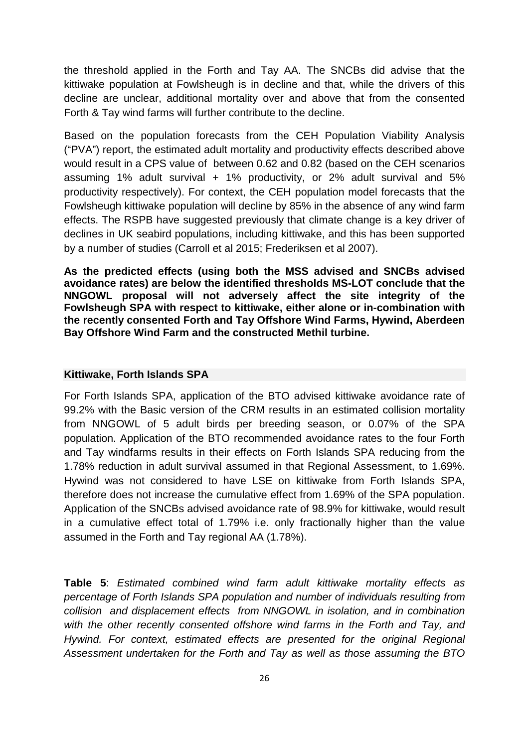the threshold applied in the Forth and Tay AA. The SNCBs did advise that the kittiwake population at Fowlsheugh is in decline and that, while the drivers of this decline are unclear, additional mortality over and above that from the consented Forth & Tay wind farms will further contribute to the decline.

Based on the population forecasts from the CEH Population Viability Analysis ("PVA") report, the estimated adult mortality and productivity effects described above would result in a CPS value of between 0.62 and 0.82 (based on the CEH scenarios assuming 1% adult survival + 1% productivity, or 2% adult survival and 5% productivity respectively). For context, the CEH population model forecasts that the Fowlsheugh kittiwake population will decline by 85% in the absence of any wind farm effects. The RSPB have suggested previously that climate change is a key driver of declines in UK seabird populations, including kittiwake, and this has been supported by a number of studies (Carroll et al 2015; Frederiksen et al 2007).

**As the predicted effects (using both the MSS advised and SNCBs advised avoidance rates) are below the identified thresholds MS-LOT conclude that the NNGOWL proposal will not adversely affect the site integrity of the Fowlsheugh SPA with respect to kittiwake, either alone or in-combination with the recently consented Forth and Tay Offshore Wind Farms, Hywind, Aberdeen Bay Offshore Wind Farm and the constructed Methil turbine.**

#### Kittiwake, Forth Islands SPA

For Forth Islands SPA, application of the BTO advised kittiwake avoidance rate of 99.2% with the Basic version of the CRM results in an estimated collision mortality from NNGOWL of 5 adult birds per breeding season, or 0.07% of the SPA population. Application of the BTO recommended avoidance rates to the four Forth and Tay windfarms results in their effects on Forth Islands SPA reducing from the 1.78% reduction in adult survival assumed in that Regional Assessment, to 1.69%. Hywind was not considered to have LSE on kittiwake from Forth Islands SPA, therefore does not increase the cumulative effect from 1.69% of the SPA population. Application of the SNCBs advised avoidance rate of 98.9% for kittiwake, would result in a cumulative effect total of 1.79% i.e. only fractionally higher than the value assumed in the Forth and Tay regional AA (1.78%).

**Table 5**: *Estimated combined wind farm adult kittiwake mortality effects as percentage of Forth Islands SPA population and number of individuals resulting from collision and displacement effects from NNGOWL in isolation, and in combination with the other recently consented offshore wind farms in the Forth and Tay, and Hywind. For context, estimated effects are presented for the original Regional Assessment undertaken for the Forth and Tay as well as those assuming the BTO*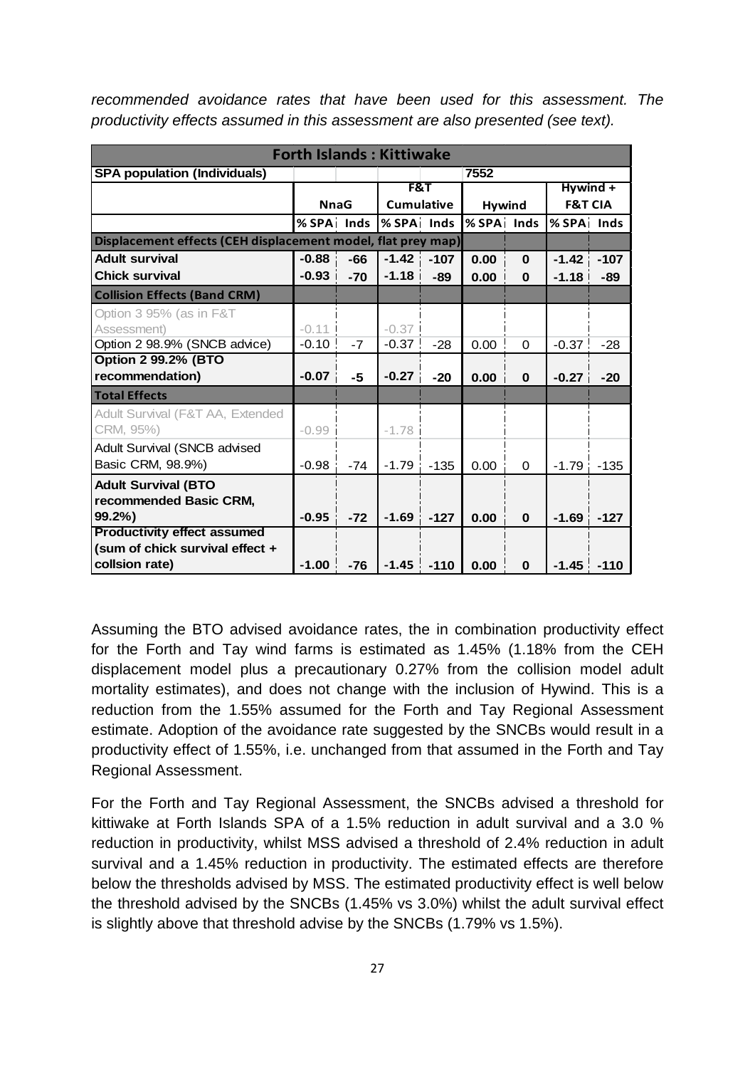*recommended avoidance rates that have been used for this assessment. The productivity effects assumed in this assessment are also presented (see text).*

| Forth Islands : Kittiwake | | | | | | | | |
|---|---|---|---|---|---|---|---|---|
| **SPA population (Individuals)** | | | | | 7552 | | | |
| | **NnaG** | | **F&T Cumulative** | | **Hywind** | | **Hywind + F&T CIA** | |
| | **% SPA** | **Inds** | **% SPA** | **Inds** | **% SPA** | **Inds** | **% SPA** | **Inds** |
| **Displacement effects (CEH displacement model, flat prey map)** | | | | | | | | |
| **Adult survival** | **-0.88** | **-66** | **-1.42** | **-107** | **0.00** | **0** | **-1.42** | **-107** |
| **Chick survival** | **-0.93** | **-70** | **-1.18** | **-89** | **0.00** | **0** | **-1.18** | **-89** |
| **Collision Effects (Band CRM)** | | | | | | | | |
| Option 3 95% (as in F&T Assessment) | -0.11 | | -0.37 | | | | | |
| Option 2 98.9% (SNCB advice) | -0.10 | -7 | -0.37 | -28 | 0.00 | 0 | -0.37 | -28 |
| **Option 2 99.2% (BTO recommendation)** | **-0.07** | **-5** | **-0.27** | **-20** | **0.00** | **0** | **-0.27** | **-20** |
| **Total Effects** | | | | | | | | |
| Adult Survival (F&T AA, Extended CRM, 95%) | -0.99 | | -1.78 | | | | | |
| Adult Survival (SNCB advised Basic CRM, 98.9%) | -0.98 | -74 | -1.79 | -135 | 0.00 | 0 | -1.79 | -135 |
| **Adult Survival (BTO recommended Basic CRM, 99.2%)** | **-0.95** | **-72** | **-1.69** | **-127** | **0.00** | **0** | **-1.69** | **-127** |
| **Productivity effect assumed (sum of chick survival effect + collsion rate)** | **-1.00** | **-76** | **-1.45** | **-110** | **0.00** | **0** | **-1.45** | **-110** |

Assuming the BTO advised avoidance rates, the in combination productivity effect for the Forth and Tay wind farms is estimated as 1.45% (1.18% from the CEH displacement model plus a precautionary 0.27% from the collision model adult mortality estimates), and does not change with the inclusion of Hywind. This is a reduction from the 1.55% assumed for the Forth and Tay Regional Assessment estimate. Adoption of the avoidance rate suggested by the SNCBs would result in a productivity effect of 1.55%, i.e. unchanged from that assumed in the Forth and Tay Regional Assessment.

For the Forth and Tay Regional Assessment, the SNCBs advised a threshold for kittiwake at Forth Islands SPA of a 1.5% reduction in adult survival and a 3.0 % reduction in productivity, whilst MSS advised a threshold of 2.4% reduction in adult survival and a 1.45% reduction in productivity. The estimated effects are therefore below the thresholds advised by MSS. The estimated productivity effect is well below the threshold advised by the SNCBs (1.45% vs 3.0%) whilst the adult survival effect is slightly above that threshold advise by the SNCBs (1.79% vs 1.5%).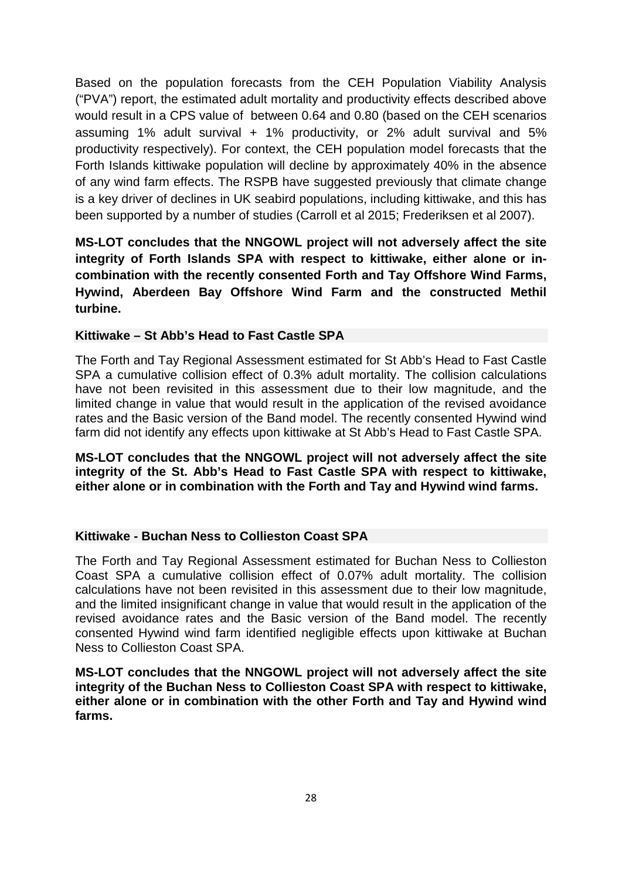Based on the population forecasts from the CEH Population Viability Analysis ("PVA") report, the estimated adult mortality and productivity effects described above would result in a CPS value of between 0.64 and 0.80 (based on the CEH scenarios assuming 1% adult survival + 1% productivity, or 2% adult survival and 5% productivity respectively). For context, the CEH population model forecasts that the Forth Islands kittiwake population will decline by approximately 40% in the absence of any wind farm effects. The RSPB have suggested previously that climate change is a key driver of declines in UK seabird populations, including kittiwake, and this has been supported by a number of studies (Carroll et al 2015; Frederiksen et al 2007).

**MS-LOT concludes that the NNGOWL project will not adversely affect the site integrity of Forth Islands SPA with respect to kittiwake, either alone or in-combination with the recently consented Forth and Tay Offshore Wind Farms, Hywind, Aberdeen Bay Offshore Wind Farm and the constructed Methil turbine.**

#### Kittiwake – St Abb's Head to Fast Castle SPA

The Forth and Tay Regional Assessment estimated for St Abb's Head to Fast Castle SPA a cumulative collision effect of 0.3% adult mortality. The collision calculations have not been revisited in this assessment due to their low magnitude, and the limited change in value that would result in the application of the revised avoidance rates and the Basic version of the Band model. The recently consented Hywind wind farm did not identify any effects upon kittiwake at St Abb's Head to Fast Castle SPA.

**MS-LOT concludes that the NNGOWL project will not adversely affect the site integrity of the St. Abb's Head to Fast Castle SPA with respect to kittiwake, either alone or in combination with the Forth and Tay and Hywind wind farms.**

#### Kittiwake - Buchan Ness to Collieston Coast SPA

The Forth and Tay Regional Assessment estimated for Buchan Ness to Collieston Coast SPA a cumulative collision effect of 0.07% adult mortality. The collision calculations have not been revisited in this assessment due to their low magnitude, and the limited insignificant change in value that would result in the application of the revised avoidance rates and the Basic version of the Band model. The recently consented Hywind wind farm identified negligible effects upon kittiwake at Buchan Ness to Collieston Coast SPA.

**MS-LOT concludes that the NNGOWL project will not adversely affect the site integrity of the Buchan Ness to Collieston Coast SPA with respect to kittiwake, either alone or in combination with the other Forth and Tay and Hywind wind farms.**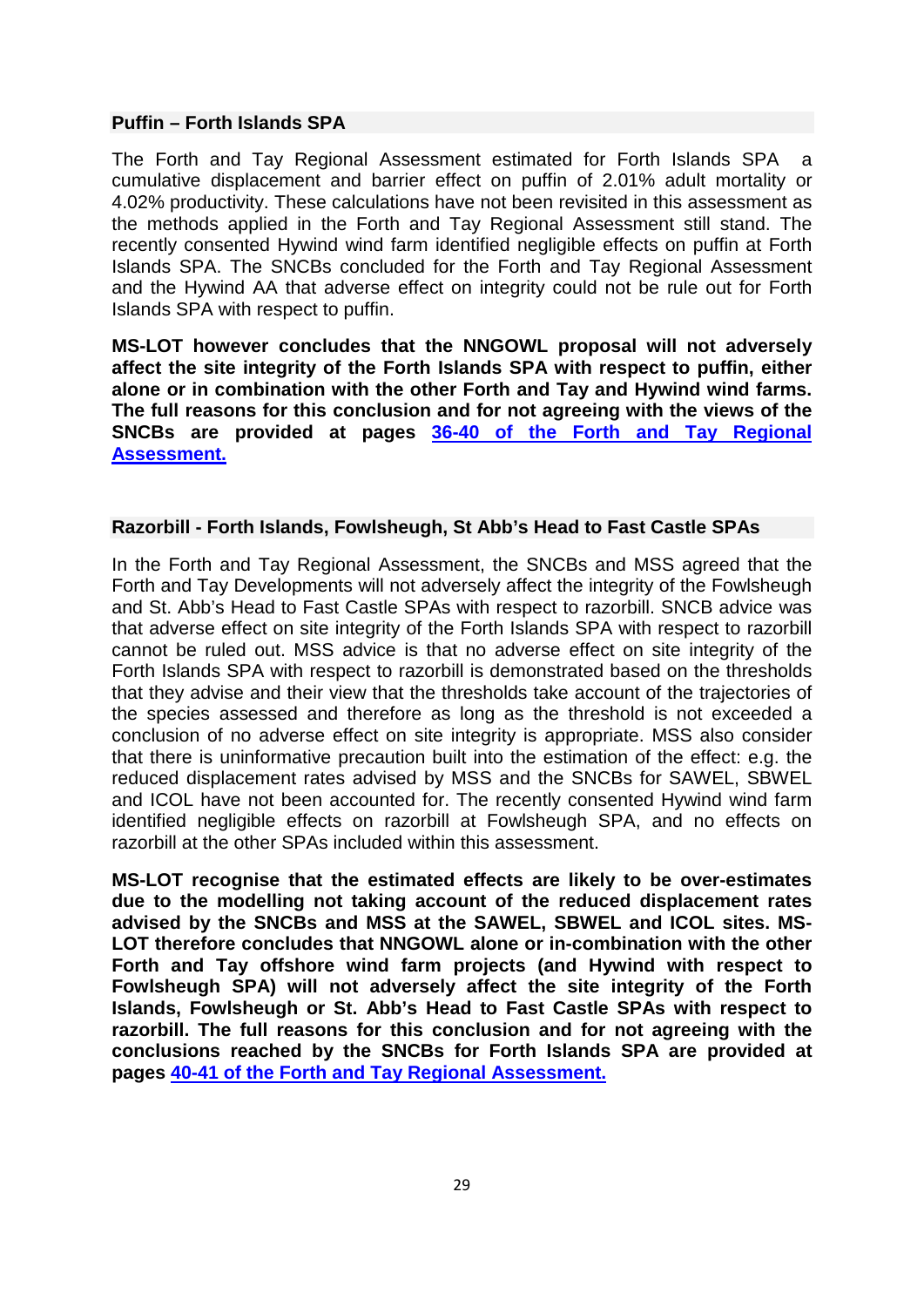**Puffin – Forth Islands SPA**

The Forth and Tay Regional Assessment estimated for Forth Islands SPA a cumulative displacement and barrier effect on puffin of 2.01% adult mortality or 4.02% productivity. These calculations have not been revisited in this assessment as the methods applied in the Forth and Tay Regional Assessment still stand. The recently consented Hywind wind farm identified negligible effects on puffin at Forth Islands SPA. The SNCBs concluded for the Forth and Tay Regional Assessment and the Hywind AA that adverse effect on integrity could not be rule out for Forth Islands SPA with respect to puffin.

**MS-LOT however concludes that the NNGOWL proposal will not adversely affect the site integrity of the Forth Islands SPA with respect to puffin, either alone or in combination with the other Forth and Tay and Hywind wind farms. The full reasons for this conclusion and for not agreeing with the views of the SNCBs are provided at pages 36-40 of the Forth and Tay Regional Assessment.**

**Razorbill - Forth Islands, Fowlsheugh, St Abb's Head to Fast Castle SPAs**

In the Forth and Tay Regional Assessment, the SNCBs and MSS agreed that the Forth and Tay Developments will not adversely affect the integrity of the Fowlsheugh and St. Abb's Head to Fast Castle SPAs with respect to razorbill. SNCB advice was that adverse effect on site integrity of the Forth Islands SPA with respect to razorbill cannot be ruled out. MSS advice is that no adverse effect on site integrity of the Forth Islands SPA with respect to razorbill is demonstrated based on the thresholds that they advise and their view that the thresholds take account of the trajectories of the species assessed and therefore as long as the threshold is not exceeded a conclusion of no adverse effect on site integrity is appropriate. MSS also consider that there is uninformative precaution built into the estimation of the effect: e.g. the reduced displacement rates advised by MSS and the SNCBs for SAWEL, SBWEL and ICOL have not been accounted for. The recently consented Hywind wind farm identified negligible effects on razorbill at Fowlsheugh SPA, and no effects on razorbill at the other SPAs included within this assessment.

**MS-LOT recognise that the estimated effects are likely to be over-estimates due to the modelling not taking account of the reduced displacement rates advised by the SNCBs and MSS at the SAWEL, SBWEL and ICOL sites. MS-LOT therefore concludes that NNGOWL alone or in-combination with the other Forth and Tay offshore wind farm projects (and Hywind with respect to Fowlsheugh SPA) will not adversely affect the site integrity of the Forth Islands, Fowlsheugh or St. Abb's Head to Fast Castle SPAs with respect to razorbill. The full reasons for this conclusion and for not agreeing with the conclusions reached by the SNCBs for Forth Islands SPA are provided at pages 40-41 of the Forth and Tay Regional Assessment.**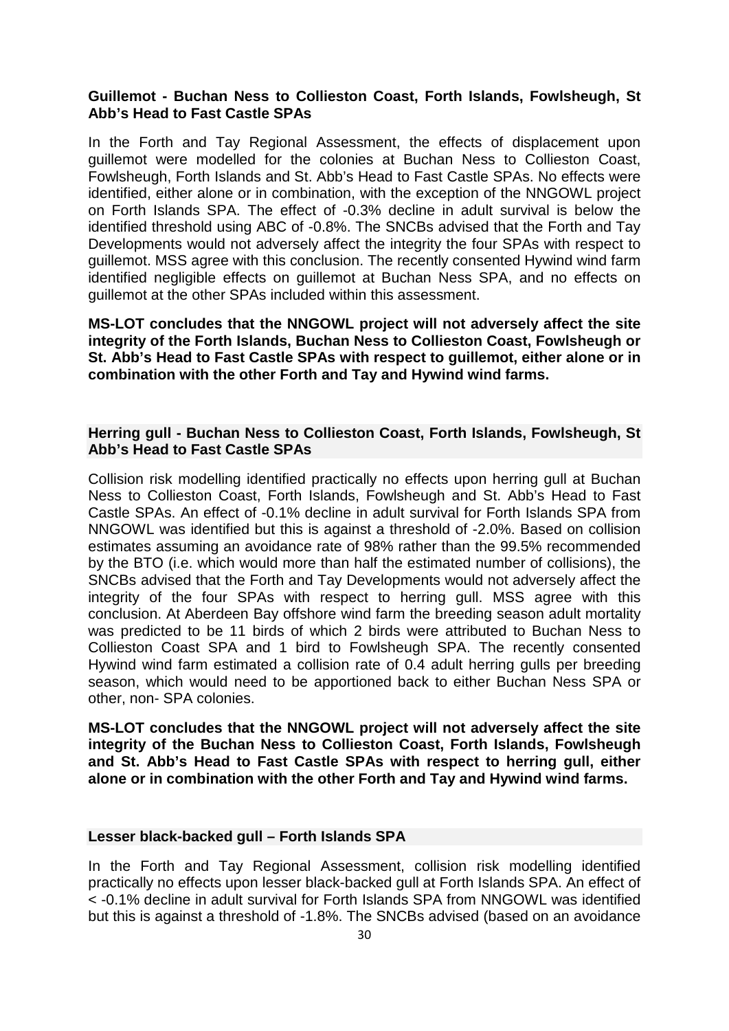**Guillemot - Buchan Ness to Collieston Coast, Forth Islands, Fowlsheugh, St Abb's Head to Fast Castle SPAs**

In the Forth and Tay Regional Assessment, the effects of displacement upon guillemot were modelled for the colonies at Buchan Ness to Collieston Coast, Fowlsheugh, Forth Islands and St. Abb's Head to Fast Castle SPAs. No effects were identified, either alone or in combination, with the exception of the NNGOWL project on Forth Islands SPA. The effect of -0.3% decline in adult survival is below the identified threshold using ABC of -0.8%. The SNCBs advised that the Forth and Tay Developments would not adversely affect the integrity the four SPAs with respect to guillemot. MSS agree with this conclusion. The recently consented Hywind wind farm identified negligible effects on guillemot at Buchan Ness SPA, and no effects on guillemot at the other SPAs included within this assessment.

**MS-LOT concludes that the NNGOWL project will not adversely affect the site integrity of the Forth Islands, Buchan Ness to Collieston Coast, Fowlsheugh or St. Abb's Head to Fast Castle SPAs with respect to guillemot, either alone or in combination with the other Forth and Tay and Hywind wind farms.**

**Herring gull - Buchan Ness to Collieston Coast, Forth Islands, Fowlsheugh, St Abb's Head to Fast Castle SPAs**

Collision risk modelling identified practically no effects upon herring gull at Buchan Ness to Collieston Coast, Forth Islands, Fowlsheugh and St. Abb's Head to Fast Castle SPAs. An effect of -0.1% decline in adult survival for Forth Islands SPA from NNGOWL was identified but this is against a threshold of -2.0%. Based on collision estimates assuming an avoidance rate of 98% rather than the 99.5% recommended by the BTO (i.e. which would more than half the estimated number of collisions), the SNCBs advised that the Forth and Tay Developments would not adversely affect the integrity of the four SPAs with respect to herring gull. MSS agree with this conclusion. At Aberdeen Bay offshore wind farm the breeding season adult mortality was predicted to be 11 birds of which 2 birds were attributed to Buchan Ness to Collieston Coast SPA and 1 bird to Fowlsheugh SPA. The recently consented Hywind wind farm estimated a collision rate of 0.4 adult herring gulls per breeding season, which would need to be apportioned back to either Buchan Ness SPA or other, non- SPA colonies.

**MS-LOT concludes that the NNGOWL project will not adversely affect the site integrity of the Buchan Ness to Collieston Coast, Forth Islands, Fowlsheugh and St. Abb's Head to Fast Castle SPAs with respect to herring gull, either alone or in combination with the other Forth and Tay and Hywind wind farms.**

**Lesser black-backed gull – Forth Islands SPA**

In the Forth and Tay Regional Assessment, collision risk modelling identified practically no effects upon lesser black-backed gull at Forth Islands SPA. An effect of < -0.1% decline in adult survival for Forth Islands SPA from NNGOWL was identified but this is against a threshold of -1.8%. The SNCBs advised (based on an avoidance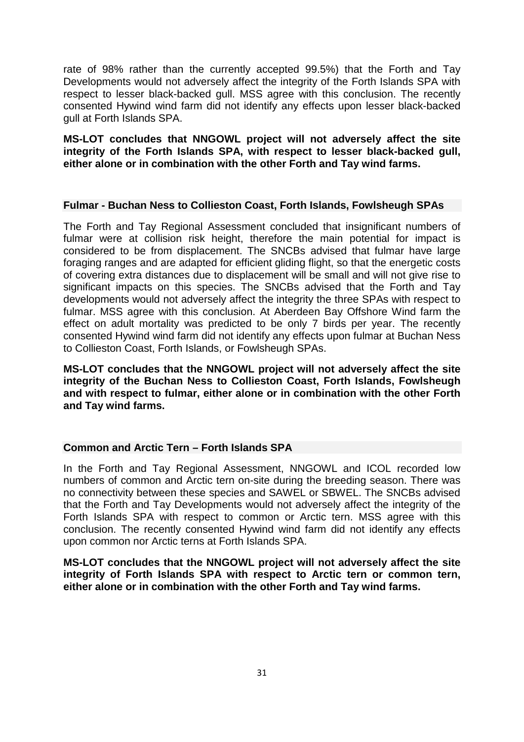rate of 98% rather than the currently accepted 99.5%) that the Forth and Tay Developments would not adversely affect the integrity of the Forth Islands SPA with respect to lesser black-backed gull. MSS agree with this conclusion. The recently consented Hywind wind farm did not identify any effects upon lesser black-backed gull at Forth Islands SPA.

**MS-LOT concludes that NNGOWL project will not adversely affect the site integrity of the Forth Islands SPA, with respect to lesser black-backed gull, either alone or in combination with the other Forth and Tay wind farms.**

### Fulmar - Buchan Ness to Collieston Coast, Forth Islands, Fowlsheugh SPAs

The Forth and Tay Regional Assessment concluded that insignificant numbers of fulmar were at collision risk height, therefore the main potential for impact is considered to be from displacement. The SNCBs advised that fulmar have large foraging ranges and are adapted for efficient gliding flight, so that the energetic costs of covering extra distances due to displacement will be small and will not give rise to significant impacts on this species. The SNCBs advised that the Forth and Tay developments would not adversely affect the integrity the three SPAs with respect to fulmar. MSS agree with this conclusion. At Aberdeen Bay Offshore Wind farm the effect on adult mortality was predicted to be only 7 birds per year. The recently consented Hywind wind farm did not identify any effects upon fulmar at Buchan Ness to Collieston Coast, Forth Islands, or Fowlsheugh SPAs.

**MS-LOT concludes that the NNGOWL project will not adversely affect the site integrity of the Buchan Ness to Collieston Coast, Forth Islands, Fowlsheugh and with respect to fulmar, either alone or in combination with the other Forth and Tay wind farms.**

### Common and Arctic Tern – Forth Islands SPA

In the Forth and Tay Regional Assessment, NNGOWL and ICOL recorded low numbers of common and Arctic tern on-site during the breeding season. There was no connectivity between these species and SAWEL or SBWEL. The SNCBs advised that the Forth and Tay Developments would not adversely affect the integrity of the Forth Islands SPA with respect to common or Arctic tern. MSS agree with this conclusion. The recently consented Hywind wind farm did not identify any effects upon common nor Arctic terns at Forth Islands SPA.

**MS-LOT concludes that the NNGOWL project will not adversely affect the site integrity of Forth Islands SPA with respect to Arctic tern or common tern, either alone or in combination with the other Forth and Tay wind farms.**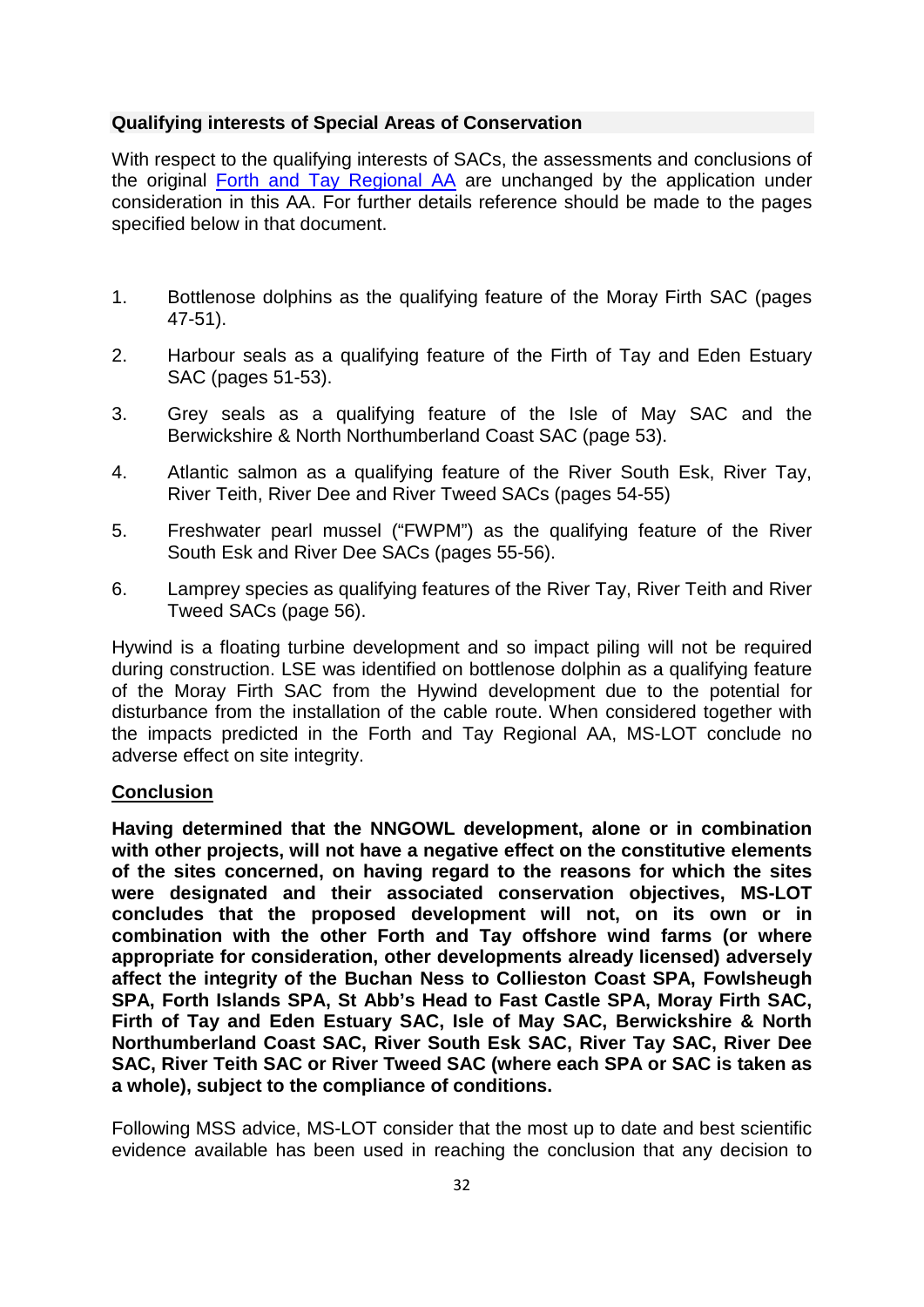**Qualifying interests of Special Areas of Conservation**

With respect to the qualifying interests of SACs, the assessments and conclusions of the original Forth and Tay Regional AA are unchanged by the application under consideration in this AA. For further details reference should be made to the pages specified below in that document.

1. Bottlenose dolphins as the qualifying feature of the Moray Firth SAC (pages 47-51).
2. Harbour seals as a qualifying feature of the Firth of Tay and Eden Estuary SAC (pages 51-53).
3. Grey seals as a qualifying feature of the Isle of May SAC and the Berwickshire & North Northumberland Coast SAC (page 53).
4. Atlantic salmon as a qualifying feature of the River South Esk, River Tay, River Teith, River Dee and River Tweed SACs (pages 54-55)
5. Freshwater pearl mussel ("FWPM") as the qualifying feature of the River South Esk and River Dee SACs (pages 55-56).
6. Lamprey species as qualifying features of the River Tay, River Teith and River Tweed SACs (page 56).

Hywind is a floating turbine development and so impact piling will not be required during construction. LSE was identified on bottlenose dolphin as a qualifying feature of the Moray Firth SAC from the Hywind development due to the potential for disturbance from the installation of the cable route. When considered together with the impacts predicted in the Forth and Tay Regional AA, MS-LOT conclude no adverse effect on site integrity.

**Conclusion**

**Having determined that the NNGOWL development, alone or in combination with other projects, will not have a negative effect on the constitutive elements of the sites concerned, on having regard to the reasons for which the sites were designated and their associated conservation objectives, MS-LOT concludes that the proposed development will not, on its own or in combination with the other Forth and Tay offshore wind farms (or where appropriate for consideration, other developments already licensed) adversely affect the integrity of the Buchan Ness to Collieston Coast SPA, Fowlsheugh SPA, Forth Islands SPA, St Abb's Head to Fast Castle SPA, Moray Firth SAC, Firth of Tay and Eden Estuary SAC, Isle of May SAC, Berwickshire & North Northumberland Coast SAC, River South Esk SAC, River Tay SAC, River Dee SAC, River Teith SAC or River Tweed SAC (where each SPA or SAC is taken as a whole), subject to the compliance of conditions.**

Following MSS advice, MS-LOT consider that the most up to date and best scientific evidence available has been used in reaching the conclusion that any decision to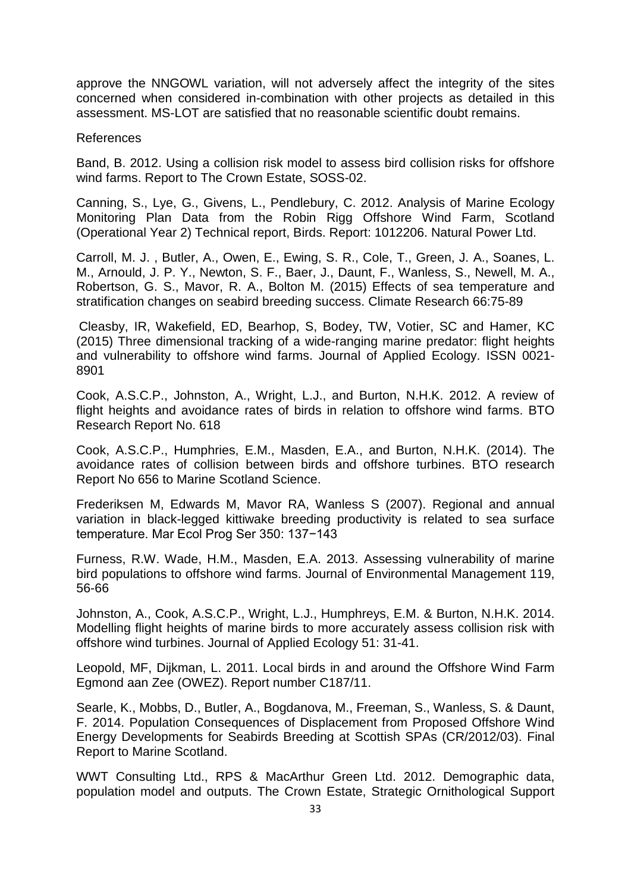approve the NNGOWL variation, will not adversely affect the integrity of the sites concerned when considered in-combination with other projects as detailed in this assessment. MS-LOT are satisfied that no reasonable scientific doubt remains.

References

Band, B. 2012. Using a collision risk model to assess bird collision risks for offshore wind farms. Report to The Crown Estate, SOSS-02.

Canning, S., Lye, G., Givens, L., Pendlebury, C. 2012. Analysis of Marine Ecology Monitoring Plan Data from the Robin Rigg Offshore Wind Farm, Scotland (Operational Year 2) Technical report, Birds. Report: 1012206. Natural Power Ltd.

Carroll, M. J. , Butler, A., Owen, E., Ewing, S. R., Cole, T., Green, J. A., Soanes, L. M., Arnould, J. P. Y., Newton, S. F., Baer, J., Daunt, F., Wanless, S., Newell, M. A., Robertson, G. S., Mavor, R. A., Bolton M. (2015) Effects of sea temperature and stratification changes on seabird breeding success. Climate Research 66:75-89

Cleasby, IR, Wakefield, ED, Bearhop, S, Bodey, TW, Votier, SC and Hamer, KC (2015) Three dimensional tracking of a wide-ranging marine predator: flight heights and vulnerability to offshore wind farms. Journal of Applied Ecology. ISSN 0021-8901

Cook, A.S.C.P., Johnston, A., Wright, L.J., and Burton, N.H.K. 2012. A review of flight heights and avoidance rates of birds in relation to offshore wind farms. BTO Research Report No. 618

Cook, A.S.C.P., Humphries, E.M., Masden, E.A., and Burton, N.H.K. (2014). The avoidance rates of collision between birds and offshore turbines. BTO research Report No 656 to Marine Scotland Science.

Frederiksen M, Edwards M, Mavor RA, Wanless S (2007). Regional and annual variation in black-legged kittiwake breeding productivity is related to sea surface temperature. Mar Ecol Prog Ser 350: 137−143

Furness, R.W. Wade, H.M., Masden, E.A. 2013. Assessing vulnerability of marine bird populations to offshore wind farms. Journal of Environmental Management 119, 56-66

Johnston, A., Cook, A.S.C.P., Wright, L.J., Humphreys, E.M. & Burton, N.H.K. 2014. Modelling flight heights of marine birds to more accurately assess collision risk with offshore wind turbines. Journal of Applied Ecology 51: 31-41.

Leopold, MF, Dijkman, L. 2011. Local birds in and around the Offshore Wind Farm Egmond aan Zee (OWEZ). Report number C187/11.

Searle, K., Mobbs, D., Butler, A., Bogdanova, M., Freeman, S., Wanless, S. & Daunt, F. 2014. Population Consequences of Displacement from Proposed Offshore Wind Energy Developments for Seabirds Breeding at Scottish SPAs (CR/2012/03). Final Report to Marine Scotland.

WWT Consulting Ltd., RPS & MacArthur Green Ltd. 2012. Demographic data, population model and outputs. The Crown Estate, Strategic Ornithological Support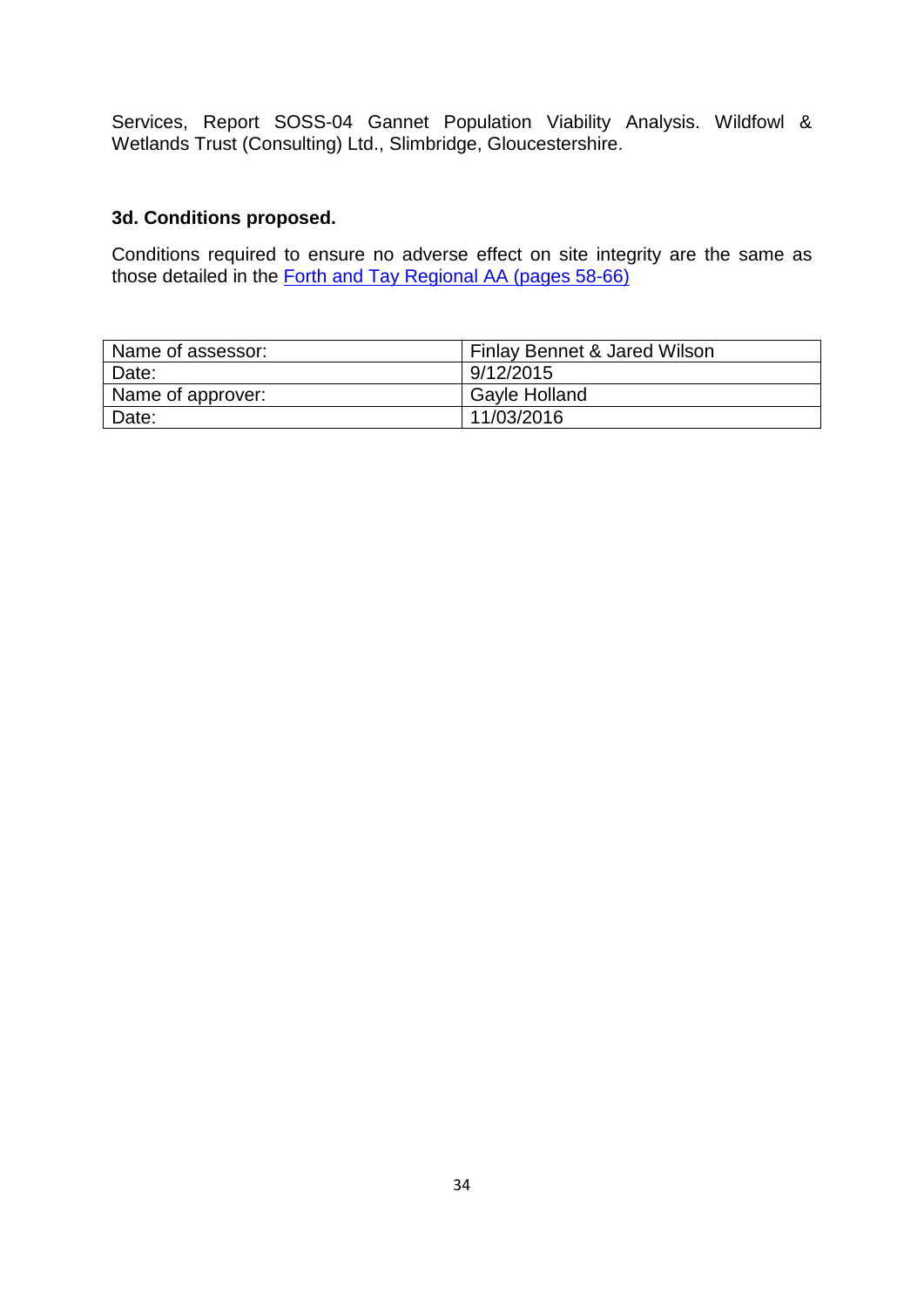Services, Report SOSS-04 Gannet Population Viability Analysis. Wildfowl & Wetlands Trust (Consulting) Ltd., Slimbridge, Gloucestershire.

### 3d. Conditions proposed.

Conditions required to ensure no adverse effect on site integrity are the same as those detailed in the Forth and Tay Regional AA (pages 58-66)

| Name of assessor: | Finlay Bennet & Jared Wilson |
|---|---|
| Date: | 9/12/2015 |
| Name of approver: | Gayle Holland |
| Date: | 11/03/2016 |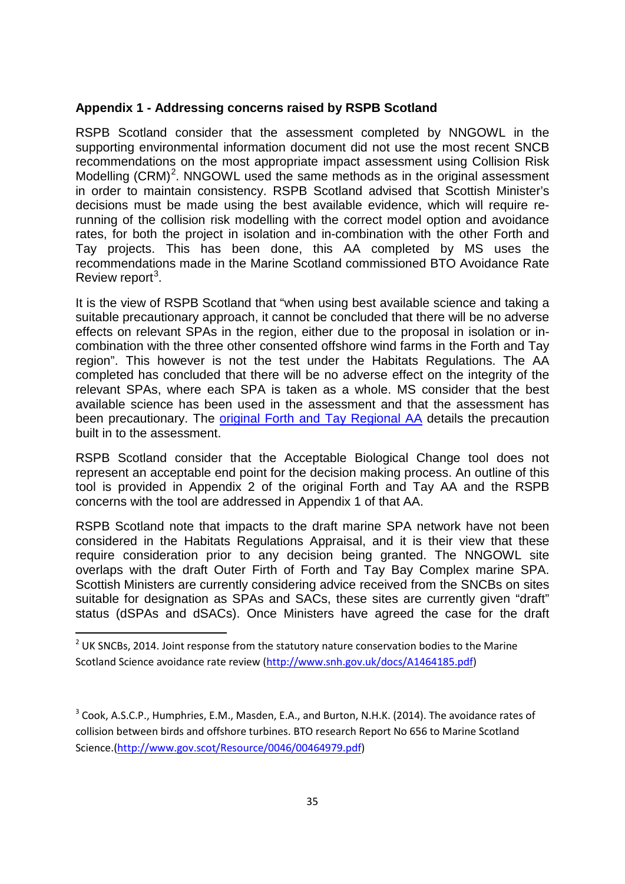### Appendix 1 - Addressing concerns raised by RSPB Scotland

RSPB Scotland consider that the assessment completed by NNGOWL in the supporting environmental information document did not use the most recent SNCB recommendations on the most appropriate impact assessment using Collision Risk Modelling (CRM)[2]. NNGOWL used the same methods as in the original assessment in order to maintain consistency. RSPB Scotland advised that Scottish Minister's decisions must be made using the best available evidence, which will require re-running of the collision risk modelling with the correct model option and avoidance rates, for both the project in isolation and in-combination with the other Forth and Tay projects. This has been done, this AA completed by MS uses the recommendations made in the Marine Scotland commissioned BTO Avoidance Rate Review report[3].

It is the view of RSPB Scotland that "when using best available science and taking a suitable precautionary approach, it cannot be concluded that there will be no adverse effects on relevant SPAs in the region, either due to the proposal in isolation or in-combination with the three other consented offshore wind farms in the Forth and Tay region". This however is not the test under the Habitats Regulations. The AA completed has concluded that there will be no adverse effect on the integrity of the relevant SPAs, where each SPA is taken as a whole. MS consider that the best available science has been used in the assessment and that the assessment has been precautionary. The [original Forth and Tay Regional AA]() details the precaution built in to the assessment.

RSPB Scotland consider that the Acceptable Biological Change tool does not represent an acceptable end point for the decision making process. An outline of this tool is provided in Appendix 2 of the original Forth and Tay AA and the RSPB concerns with the tool are addressed in Appendix 1 of that AA.

RSPB Scotland note that impacts to the draft marine SPA network have not been considered in the Habitats Regulations Appraisal, and it is their view that these require consideration prior to any decision being granted. The NNGOWL site overlaps with the draft Outer Firth of Forth and Tay Bay Complex marine SPA. Scottish Ministers are currently considering advice received from the SNCBs on sites suitable for designation as SPAs and SACs, these sites are currently given "draft" status (dSPAs and dSACs). Once Ministers have agreed the case for the draft

---

[2] UK SNCBs, 2014. Joint response from the statutory nature conservation bodies to the Marine Scotland Science avoidance rate review (http://www.snh.gov.uk/docs/A1464185.pdf)

[3] Cook, A.S.C.P., Humphries, E.M., Masden, E.A., and Burton, N.H.K. (2014). The avoidance rates of collision between birds and offshore turbines. BTO research Report No 656 to Marine Scotland Science.(http://www.gov.scot/Resource/0046/00464979.pdf)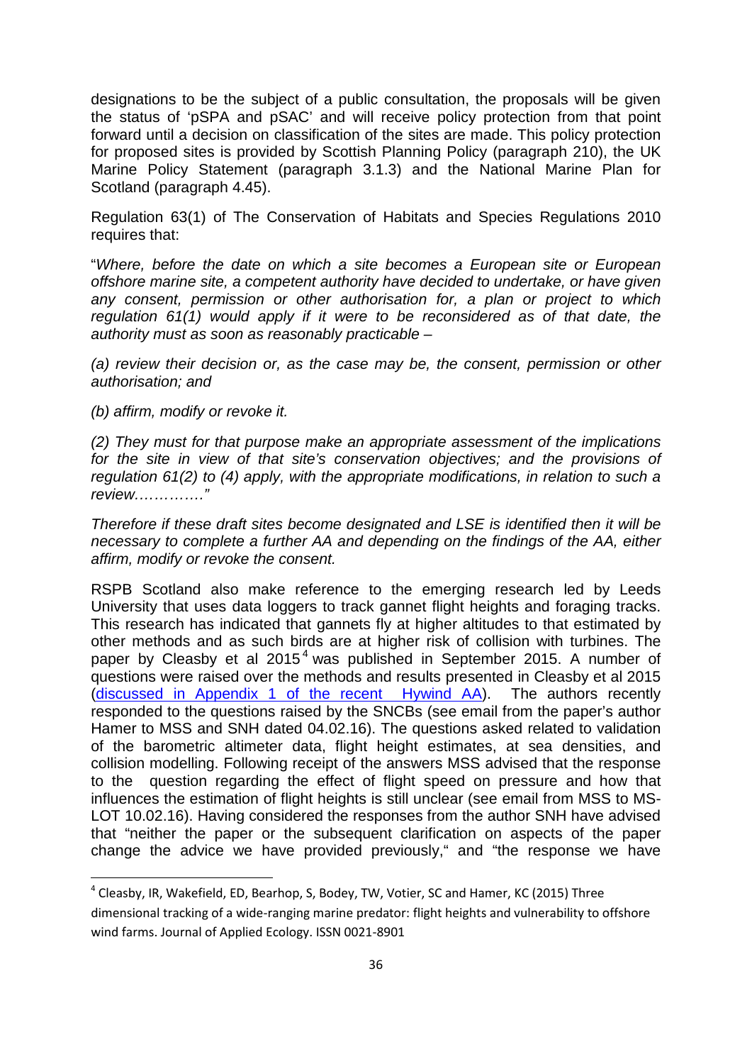designations to be the subject of a public consultation, the proposals will be given the status of 'pSPA and pSAC' and will receive policy protection from that point forward until a decision on classification of the sites are made. This policy protection for proposed sites is provided by Scottish Planning Policy (paragraph 210), the UK Marine Policy Statement (paragraph 3.1.3) and the National Marine Plan for Scotland (paragraph 4.45).

Regulation 63(1) of The Conservation of Habitats and Species Regulations 2010 requires that:

"*Where, before the date on which a site becomes a European site or European offshore marine site, a competent authority have decided to undertake, or have given any consent, permission or other authorisation for, a plan or project to which regulation 61(1) would apply if it were to be reconsidered as of that date, the authority must as soon as reasonably practicable –*

*(a) review their decision or, as the case may be, the consent, permission or other authorisation; and*

*(b) affirm, modify or revoke it.*

*(2) They must for that purpose make an appropriate assessment of the implications for the site in view of that site's conservation objectives; and the provisions of regulation 61(2) to (4) apply, with the appropriate modifications, in relation to such a review…………."*

*Therefore if these draft sites become designated and LSE is identified then it will be necessary to complete a further AA and depending on the findings of the AA, either affirm, modify or revoke the consent.*

RSPB Scotland also make reference to the emerging research led by Leeds University that uses data loggers to track gannet flight heights and foraging tracks. This research has indicated that gannets fly at higher altitudes to that estimated by other methods and as such birds are at higher risk of collision with turbines. The paper by Cleasby et al 2015[4] was published in September 2015. A number of questions were raised over the methods and results presented in Cleasby et al 2015 (discussed in Appendix 1 of the recent Hywind AA). The authors recently responded to the questions raised by the SNCBs (see email from the paper's author Hamer to MSS and SNH dated 04.02.16). The questions asked related to validation of the barometric altimeter data, flight height estimates, at sea densities, and collision modelling. Following receipt of the answers MSS advised that the response to the question regarding the effect of flight speed on pressure and how that influences the estimation of flight heights is still unclear (see email from MSS to MS-LOT 10.02.16). Having considered the responses from the author SNH have advised that "neither the paper or the subsequent clarification on aspects of the paper change the advice we have provided previously," and "the response we have

[4] Cleasby, IR, Wakefield, ED, Bearhop, S, Bodey, TW, Votier, SC and Hamer, KC (2015) Three dimensional tracking of a wide-ranging marine predator: flight heights and vulnerability to offshore wind farms. Journal of Applied Ecology. ISSN 0021-8901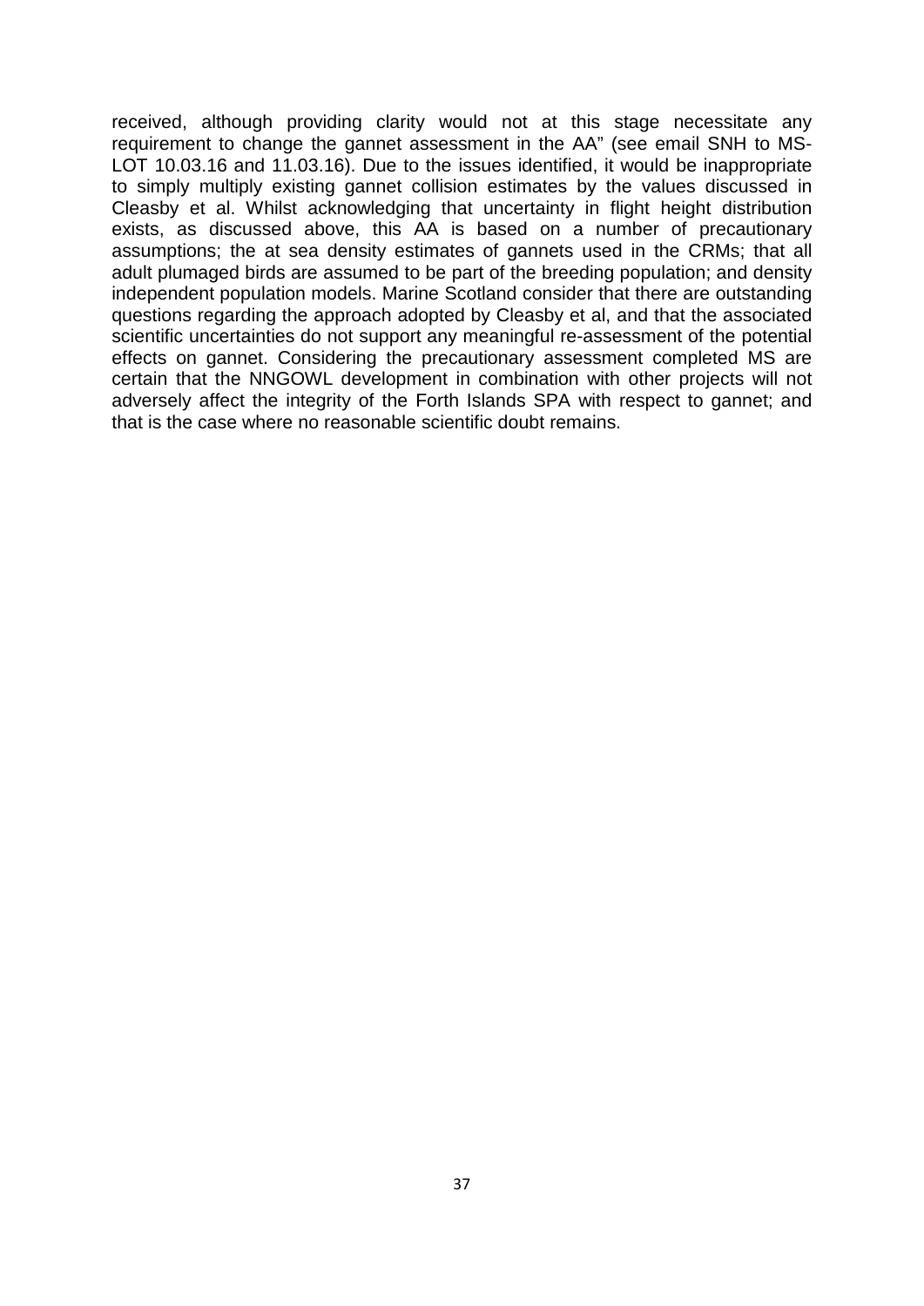received, although providing clarity would not at this stage necessitate any requirement to change the gannet assessment in the AA" (see email SNH to MS-LOT 10.03.16 and 11.03.16). Due to the issues identified, it would be inappropriate to simply multiply existing gannet collision estimates by the values discussed in Cleasby et al. Whilst acknowledging that uncertainty in flight height distribution exists, as discussed above, this AA is based on a number of precautionary assumptions; the at sea density estimates of gannets used in the CRMs; that all adult plumaged birds are assumed to be part of the breeding population; and density independent population models. Marine Scotland consider that there are outstanding questions regarding the approach adopted by Cleasby et al, and that the associated scientific uncertainties do not support any meaningful re-assessment of the potential effects on gannet. Considering the precautionary assessment completed MS are certain that the NNGOWL development in combination with other projects will not adversely affect the integrity of the Forth Islands SPA with respect to gannet; and that is the case where no reasonable scientific doubt remains.